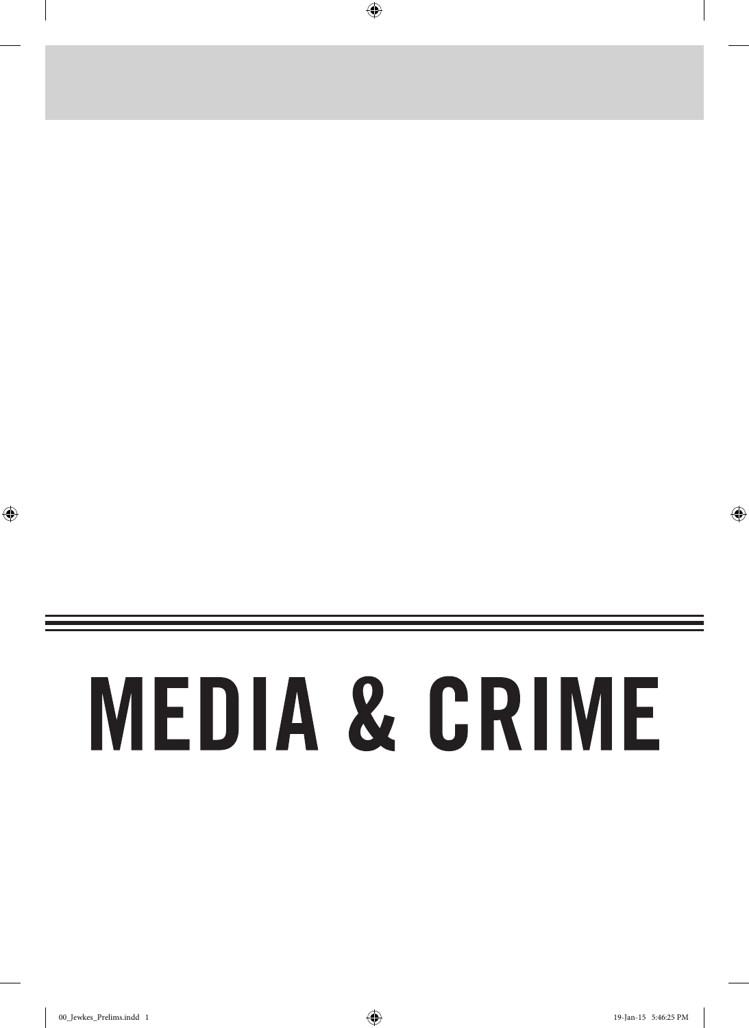# MEDIA & CRIME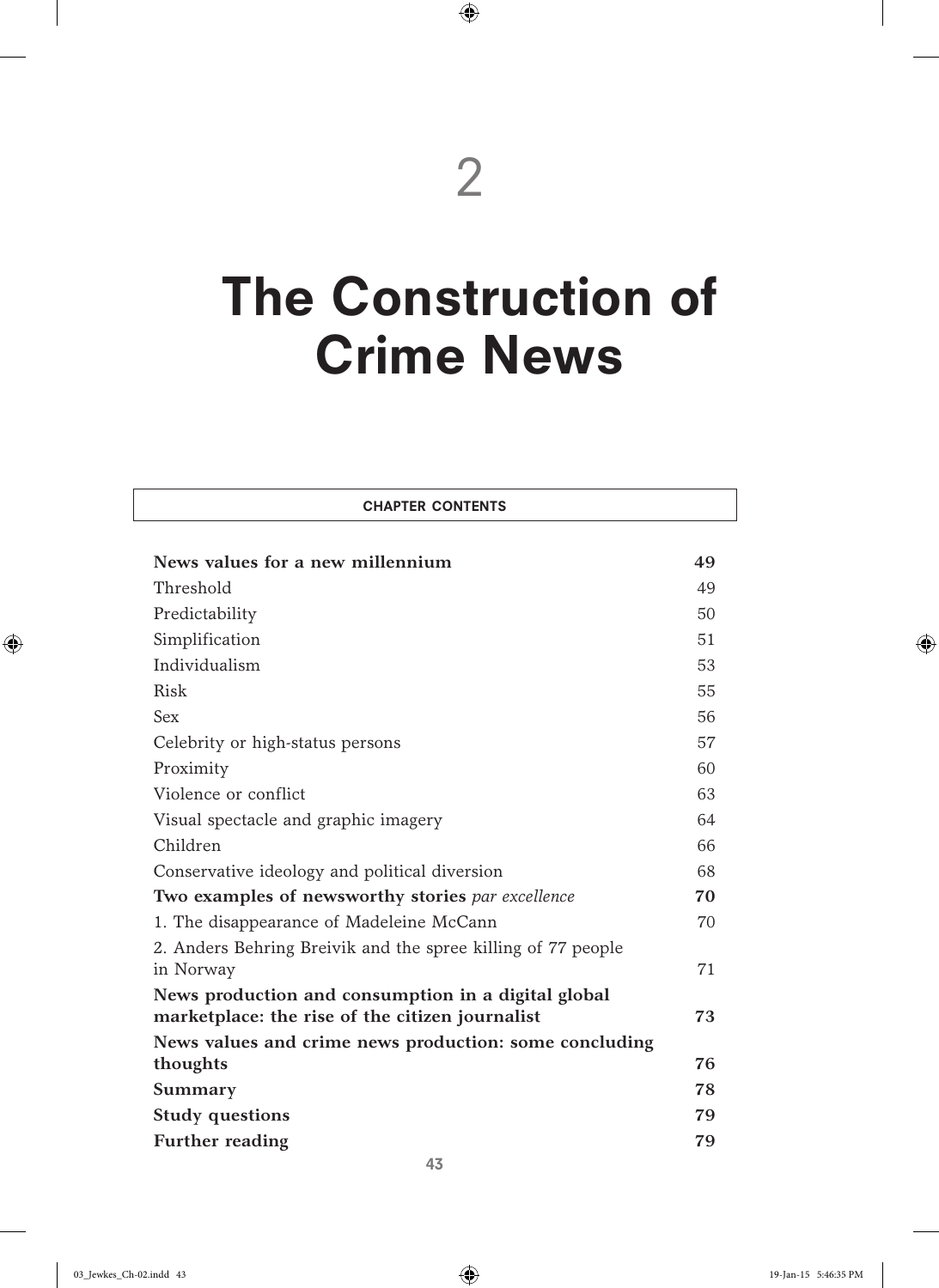# 2

# The Construction of Crime News

| CHAPTER CONTENTS | |
|---|---|
| **News values for a new millennium** | **49** |
| Threshold | 49 |
| Predictability | 50 |
| Simplification | 51 |
| Individualism | 53 |
| Risk | 55 |
| Sex | 56 |
| Celebrity or high-status persons | 57 |
| Proximity | 60 |
| Violence or conflict | 63 |
| Visual spectacle and graphic imagery | 64 |
| Children | 66 |
| Conservative ideology and political diversion | 68 |
| **Two examples of newsworthy stories** ***par excellence*** | **70** |
| 1. The disappearance of Madeleine McCann | 70 |
| 2. Anders Behring Breivik and the spree killing of 77 people in Norway | 71 |
| **News production and consumption in a digital global marketplace: the rise of the citizen journalist** | **73** |
| **News values and crime news production: some concluding thoughts** | **76** |
| **Summary** | **78** |
| **Study questions** | **79** |
| **Further reading** | **79** |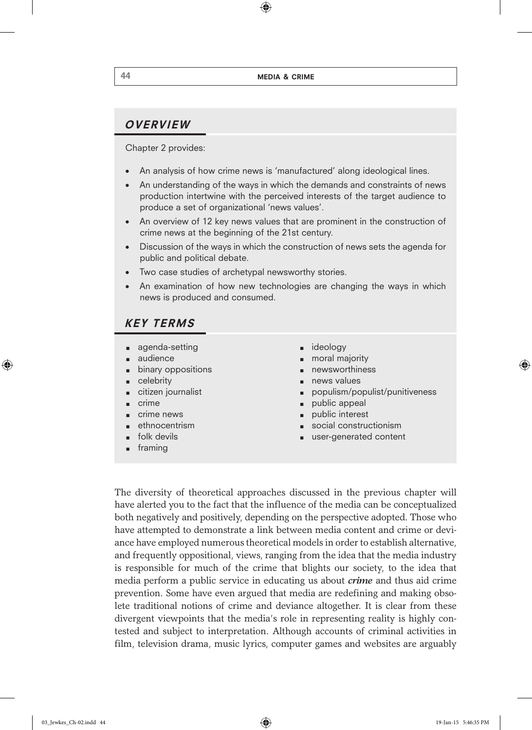## OVERVIEW

Chapter 2 provides:

- An analysis of how crime news is 'manufactured' along ideological lines.
- An understanding of the ways in which the demands and constraints of news production intertwine with the perceived interests of the target audience to produce a set of organizational 'news values'.
- An overview of 12 key news values that are prominent in the construction of crime news at the beginning of the 21st century.
- Discussion of the ways in which the construction of news sets the agenda for public and political debate.
- Two case studies of archetypal newsworthy stories.
- An examination of how new technologies are changing the ways in which news is produced and consumed.

## KEY TERMS

- agenda-setting
- audience
- binary oppositions
- celebrity
- citizen journalist
- crime
- crime news
- ethnocentrism
- folk devils
- framing
- ideology
- moral majority
- newsworthiness
- news values
- populism/populist/punitiveness
- public appeal
- public interest
- social constructionism
- user-generated content

The diversity of theoretical approaches discussed in the previous chapter will have alerted you to the fact that the influence of the media can be conceptualized both negatively and positively, depending on the perspective adopted. Those who have attempted to demonstrate a link between media content and crime or deviance have employed numerous theoretical models in order to establish alternative, and frequently oppositional, views, ranging from the idea that the media industry is responsible for much of the crime that blights our society, to the idea that media perform a public service in educating us about ***crime*** and thus aid crime prevention. Some have even argued that media are redefining and making obsolete traditional notions of crime and deviance altogether. It is clear from these divergent viewpoints that the media's role in representing reality is highly contested and subject to interpretation. Although accounts of criminal activities in film, television drama, music lyrics, computer games and websites are arguably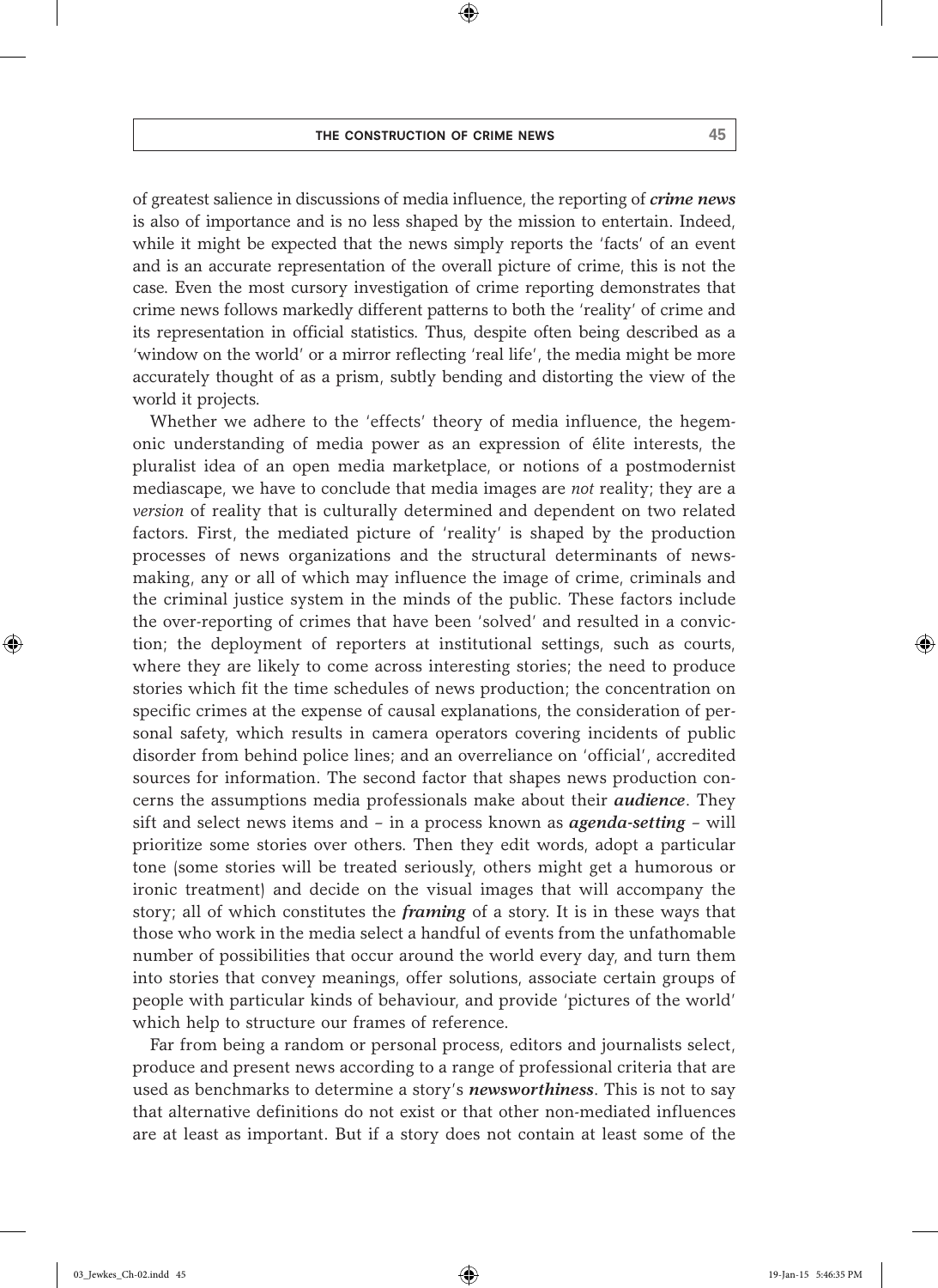of greatest salience in discussions of media influence, the reporting of ***crime news*** is also of importance and is no less shaped by the mission to entertain. Indeed, while it might be expected that the news simply reports the 'facts' of an event and is an accurate representation of the overall picture of crime, this is not the case. Even the most cursory investigation of crime reporting demonstrates that crime news follows markedly different patterns to both the 'reality' of crime and its representation in official statistics. Thus, despite often being described as a 'window on the world' or a mirror reflecting 'real life', the media might be more accurately thought of as a prism, subtly bending and distorting the view of the world it projects.

Whether we adhere to the 'effects' theory of media influence, the hegemonic understanding of media power as an expression of élite interests, the pluralist idea of an open media marketplace, or notions of a postmodernist mediascape, we have to conclude that media images are *not* reality; they are a *version* of reality that is culturally determined and dependent on two related factors. First, the mediated picture of 'reality' is shaped by the production processes of news organizations and the structural determinants of newsmaking, any or all of which may influence the image of crime, criminals and the criminal justice system in the minds of the public. These factors include the over-reporting of crimes that have been 'solved' and resulted in a conviction; the deployment of reporters at institutional settings, such as courts, where they are likely to come across interesting stories; the need to produce stories which fit the time schedules of news production; the concentration on specific crimes at the expense of causal explanations, the consideration of personal safety, which results in camera operators covering incidents of public disorder from behind police lines; and an overreliance on 'official', accredited sources for information. The second factor that shapes news production concerns the assumptions media professionals make about their ***audience***. They sift and select news items and – in a process known as ***agenda-setting*** – will prioritize some stories over others. Then they edit words, adopt a particular tone (some stories will be treated seriously, others might get a humorous or ironic treatment) and decide on the visual images that will accompany the story; all of which constitutes the ***framing*** of a story. It is in these ways that those who work in the media select a handful of events from the unfathomable number of possibilities that occur around the world every day, and turn them into stories that convey meanings, offer solutions, associate certain groups of people with particular kinds of behaviour, and provide 'pictures of the world' which help to structure our frames of reference.

Far from being a random or personal process, editors and journalists select, produce and present news according to a range of professional criteria that are used as benchmarks to determine a story's ***newsworthiness***. This is not to say that alternative definitions do not exist or that other non-mediated influences are at least as important. But if a story does not contain at least some of the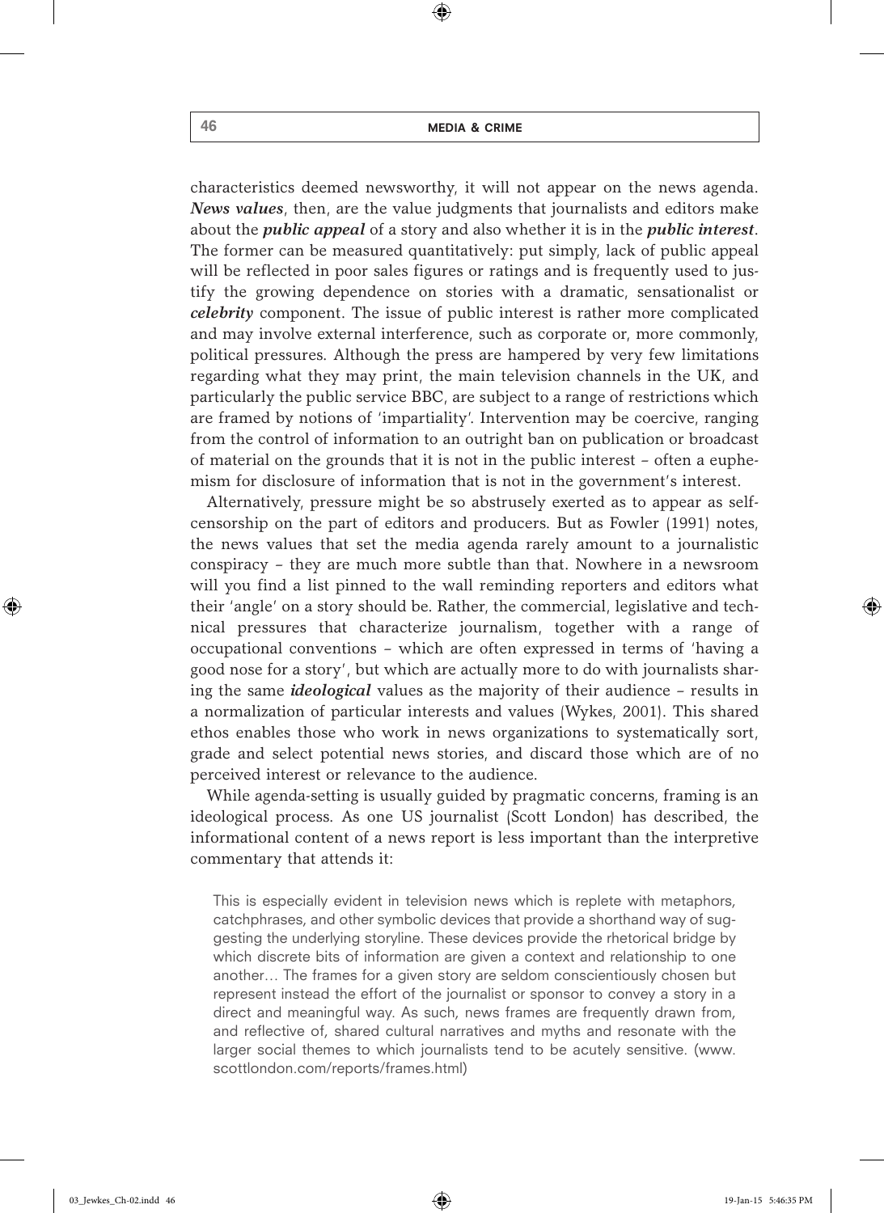characteristics deemed newsworthy, it will not appear on the news agenda. ***News values***, then, are the value judgments that journalists and editors make about the ***public appeal*** of a story and also whether it is in the ***public interest***. The former can be measured quantitatively: put simply, lack of public appeal will be reflected in poor sales figures or ratings and is frequently used to justify the growing dependence on stories with a dramatic, sensationalist or ***celebrity*** component. The issue of public interest is rather more complicated and may involve external interference, such as corporate or, more commonly, political pressures. Although the press are hampered by very few limitations regarding what they may print, the main television channels in the UK, and particularly the public service BBC, are subject to a range of restrictions which are framed by notions of 'impartiality'. Intervention may be coercive, ranging from the control of information to an outright ban on publication or broadcast of material on the grounds that it is not in the public interest – often a euphemism for disclosure of information that is not in the government's interest.

Alternatively, pressure might be so abstrusely exerted as to appear as self-censorship on the part of editors and producers. But as Fowler (1991) notes, the news values that set the media agenda rarely amount to a journalistic conspiracy – they are much more subtle than that. Nowhere in a newsroom will you find a list pinned to the wall reminding reporters and editors what their 'angle' on a story should be. Rather, the commercial, legislative and technical pressures that characterize journalism, together with a range of occupational conventions – which are often expressed in terms of 'having a good nose for a story', but which are actually more to do with journalists sharing the same ***ideological*** values as the majority of their audience – results in a normalization of particular interests and values (Wykes, 2001). This shared ethos enables those who work in news organizations to systematically sort, grade and select potential news stories, and discard those which are of no perceived interest or relevance to the audience.

While agenda-setting is usually guided by pragmatic concerns, framing is an ideological process. As one US journalist (Scott London) has described, the informational content of a news report is less important than the interpretive commentary that attends it:

> This is especially evident in television news which is replete with metaphors, catchphrases, and other symbolic devices that provide a shorthand way of suggesting the underlying storyline. These devices provide the rhetorical bridge by which discrete bits of information are given a context and relationship to one another… The frames for a given story are seldom conscientiously chosen but represent instead the effort of the journalist or sponsor to convey a story in a direct and meaningful way. As such, news frames are frequently drawn from, and reflective of, shared cultural narratives and myths and resonate with the larger social themes to which journalists tend to be acutely sensitive. (www.scottlondon.com/reports/frames.html)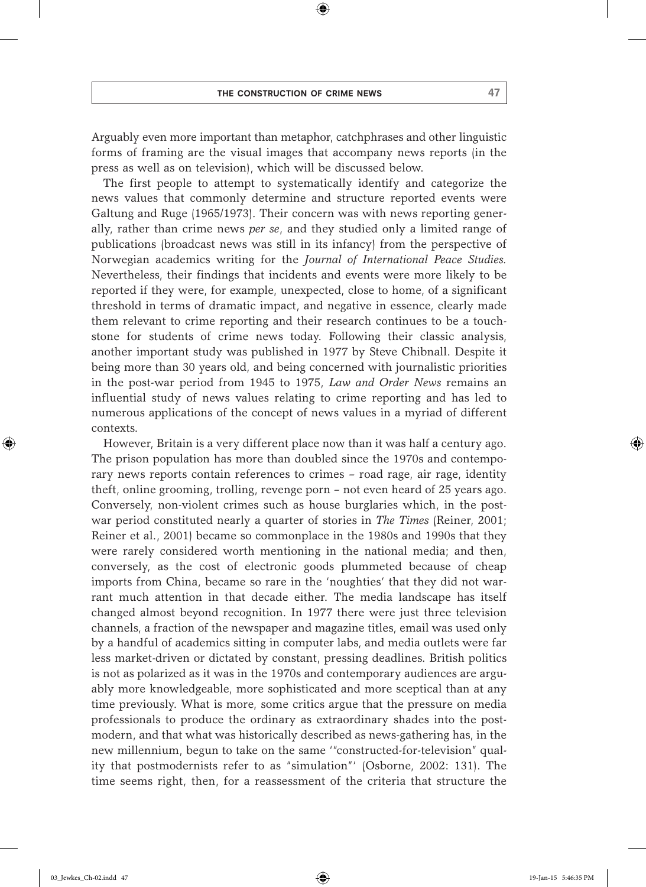Arguably even more important than metaphor, catchphrases and other linguistic forms of framing are the visual images that accompany news reports (in the press as well as on television), which will be discussed below.

The first people to attempt to systematically identify and categorize the news values that commonly determine and structure reported events were Galtung and Ruge (1965/1973). Their concern was with news reporting generally, rather than crime news *per se*, and they studied only a limited range of publications (broadcast news was still in its infancy) from the perspective of Norwegian academics writing for the *Journal of International Peace Studies.* Nevertheless, their findings that incidents and events were more likely to be reported if they were, for example, unexpected, close to home, of a significant threshold in terms of dramatic impact, and negative in essence, clearly made them relevant to crime reporting and their research continues to be a touchstone for students of crime news today. Following their classic analysis, another important study was published in 1977 by Steve Chibnall. Despite it being more than 30 years old, and being concerned with journalistic priorities in the post-war period from 1945 to 1975, *Law and Order News* remains an influential study of news values relating to crime reporting and has led to numerous applications of the concept of news values in a myriad of different contexts.

However, Britain is a very different place now than it was half a century ago. The prison population has more than doubled since the 1970s and contemporary news reports contain references to crimes – road rage, air rage, identity theft, online grooming, trolling, revenge porn – not even heard of 25 years ago. Conversely, non-violent crimes such as house burglaries which, in the post-war period constituted nearly a quarter of stories in *The Times* (Reiner, 2001; Reiner et al., 2001) became so commonplace in the 1980s and 1990s that they were rarely considered worth mentioning in the national media; and then, conversely, as the cost of electronic goods plummeted because of cheap imports from China, became so rare in the 'noughties' that they did not warrant much attention in that decade either. The media landscape has itself changed almost beyond recognition. In 1977 there were just three television channels, a fraction of the newspaper and magazine titles, email was used only by a handful of academics sitting in computer labs, and media outlets were far less market-driven or dictated by constant, pressing deadlines. British politics is not as polarized as it was in the 1970s and contemporary audiences are arguably more knowledgeable, more sophisticated and more sceptical than at any time previously. What is more, some critics argue that the pressure on media professionals to produce the ordinary as extraordinary shades into the postmodern, and that what was historically described as news-gathering has, in the new millennium, begun to take on the same '"constructed-for-television" quality that postmodernists refer to as "simulation"' (Osborne, 2002: 131). The time seems right, then, for a reassessment of the criteria that structure the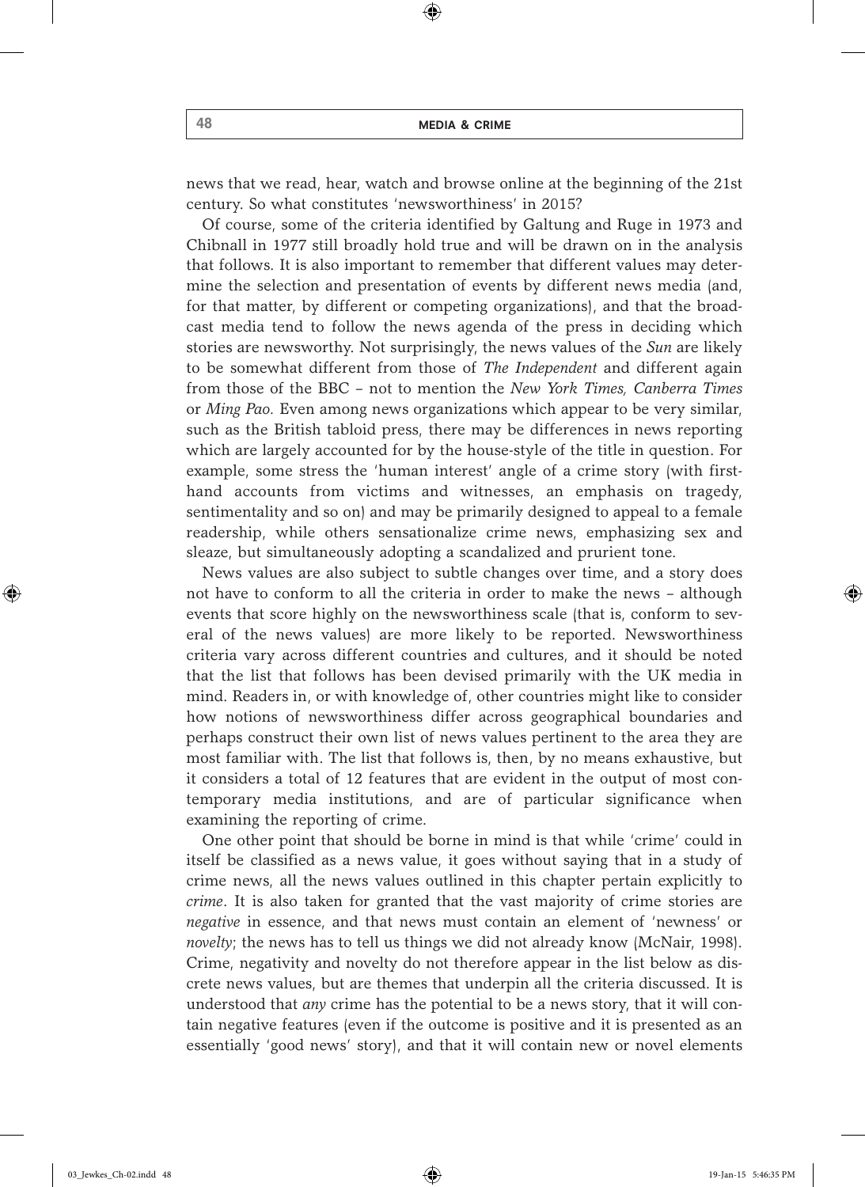news that we read, hear, watch and browse online at the beginning of the 21st century. So what constitutes 'newsworthiness' in 2015?

Of course, some of the criteria identified by Galtung and Ruge in 1973 and Chibnall in 1977 still broadly hold true and will be drawn on in the analysis that follows. It is also important to remember that different values may determine the selection and presentation of events by different news media (and, for that matter, by different or competing organizations), and that the broadcast media tend to follow the news agenda of the press in deciding which stories are newsworthy. Not surprisingly, the news values of the *Sun* are likely to be somewhat different from those of *The Independent* and different again from those of the BBC – not to mention the *New York Times, Canberra Times* or *Ming Pao.* Even among news organizations which appear to be very similar, such as the British tabloid press, there may be differences in news reporting which are largely accounted for by the house-style of the title in question. For example, some stress the 'human interest' angle of a crime story (with first-hand accounts from victims and witnesses, an emphasis on tragedy, sentimentality and so on) and may be primarily designed to appeal to a female readership, while others sensationalize crime news, emphasizing sex and sleaze, but simultaneously adopting a scandalized and prurient tone.

News values are also subject to subtle changes over time, and a story does not have to conform to all the criteria in order to make the news – although events that score highly on the newsworthiness scale (that is, conform to several of the news values) are more likely to be reported. Newsworthiness criteria vary across different countries and cultures, and it should be noted that the list that follows has been devised primarily with the UK media in mind. Readers in, or with knowledge of, other countries might like to consider how notions of newsworthiness differ across geographical boundaries and perhaps construct their own list of news values pertinent to the area they are most familiar with. The list that follows is, then, by no means exhaustive, but it considers a total of 12 features that are evident in the output of most contemporary media institutions, and are of particular significance when examining the reporting of crime.

One other point that should be borne in mind is that while 'crime' could in itself be classified as a news value, it goes without saying that in a study of crime news, all the news values outlined in this chapter pertain explicitly to *crime*. It is also taken for granted that the vast majority of crime stories are *negative* in essence, and that news must contain an element of 'newness' or *novelty*; the news has to tell us things we did not already know (McNair, 1998). Crime, negativity and novelty do not therefore appear in the list below as discrete news values, but are themes that underpin all the criteria discussed. It is understood that *any* crime has the potential to be a news story, that it will contain negative features (even if the outcome is positive and it is presented as an essentially 'good news' story), and that it will contain new or novel elements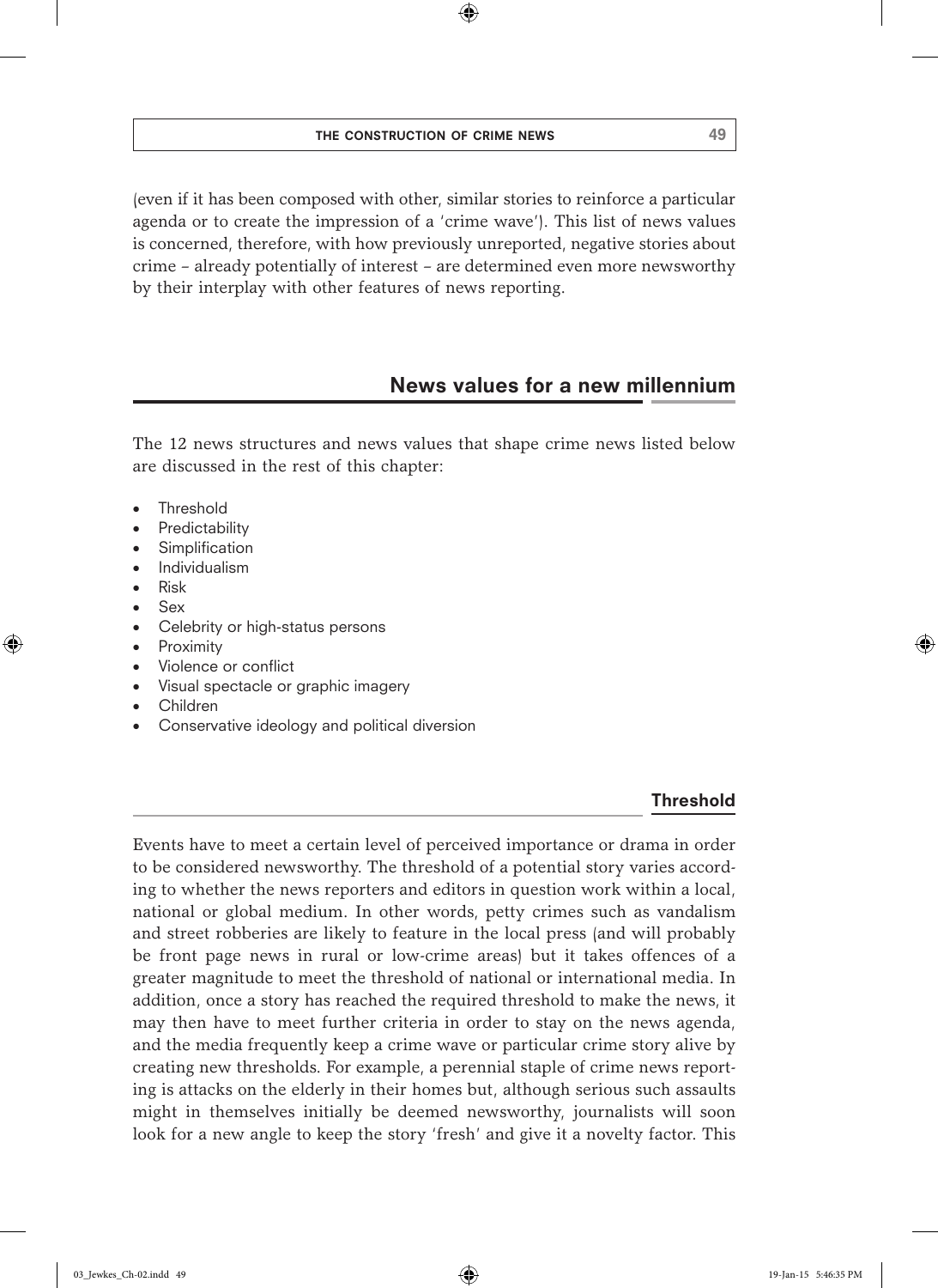(even if it has been composed with other, similar stories to reinforce a particular agenda or to create the impression of a 'crime wave'). This list of news values is concerned, therefore, with how previously unreported, negative stories about crime – already potentially of interest – are determined even more newsworthy by their interplay with other features of news reporting.

## News values for a new millennium

The 12 news structures and news values that shape crime news listed below are discussed in the rest of this chapter:

- Threshold
- Predictability
- Simplification
- Individualism
- Risk
- Sex
- Celebrity or high-status persons
- Proximity
- Violence or conflict
- Visual spectacle or graphic imagery
- Children
- Conservative ideology and political diversion

### Threshold

Events have to meet a certain level of perceived importance or drama in order to be considered newsworthy. The threshold of a potential story varies according to whether the news reporters and editors in question work within a local, national or global medium. In other words, petty crimes such as vandalism and street robberies are likely to feature in the local press (and will probably be front page news in rural or low-crime areas) but it takes offences of a greater magnitude to meet the threshold of national or international media. In addition, once a story has reached the required threshold to make the news, it may then have to meet further criteria in order to stay on the news agenda, and the media frequently keep a crime wave or particular crime story alive by creating new thresholds. For example, a perennial staple of crime news reporting is attacks on the elderly in their homes but, although serious such assaults might in themselves initially be deemed newsworthy, journalists will soon look for a new angle to keep the story 'fresh' and give it a novelty factor. This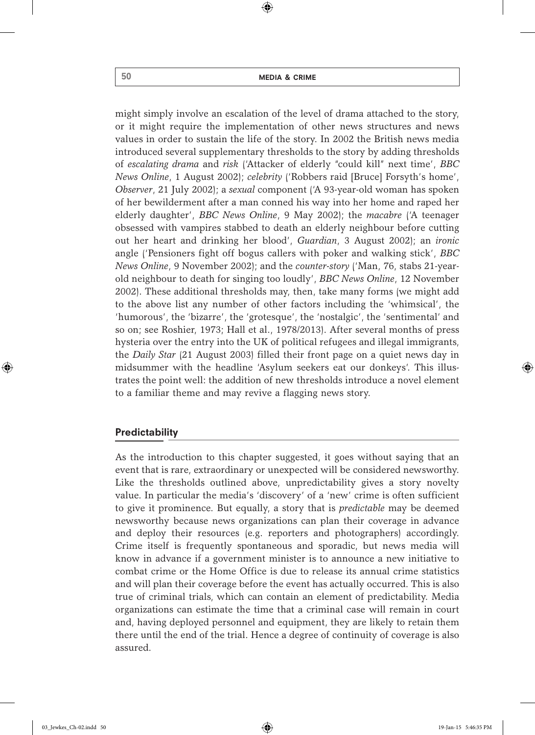might simply involve an escalation of the level of drama attached to the story, or it might require the implementation of other news structures and news values in order to sustain the life of the story. In 2002 the British news media introduced several supplementary thresholds to the story by adding thresholds of *escalating drama* and *risk* ('Attacker of elderly "could kill" next time', *BBC News Online*, 1 August 2002); *celebrity* ('Robbers raid [Bruce] Forsyth's home', *Observer*, 21 July 2002); a *sexual* component ('A 93-year-old woman has spoken of her bewilderment after a man conned his way into her home and raped her elderly daughter', *BBC News Online*, 9 May 2002); the *macabre* ('A teenager obsessed with vampires stabbed to death an elderly neighbour before cutting out her heart and drinking her blood', *Guardian*, 3 August 2002); an *ironic* angle ('Pensioners fight off bogus callers with poker and walking stick', *BBC News Online*, 9 November 2002); and the *counter-story* ('Man, 76, stabs 21-year-old neighbour to death for singing too loudly', *BBC News Online*, 12 November 2002). These additional thresholds may, then, take many forms (we might add to the above list any number of other factors including the 'whimsical', the 'humorous', the 'bizarre', the 'grotesque', the 'nostalgic', the 'sentimental' and so on; see Roshier, 1973; Hall et al., 1978/2013). After several months of press hysteria over the entry into the UK of political refugees and illegal immigrants, the *Daily Star* (21 August 2003) filled their front page on a quiet news day in midsummer with the headline 'Asylum seekers eat our donkeys'. This illustrates the point well: the addition of new thresholds introduce a novel element to a familiar theme and may revive a flagging news story.

## Predictability

As the introduction to this chapter suggested, it goes without saying that an event that is rare, extraordinary or unexpected will be considered newsworthy. Like the thresholds outlined above, unpredictability gives a story novelty value. In particular the media's 'discovery' of a 'new' crime is often sufficient to give it prominence. But equally, a story that is *predictable* may be deemed newsworthy because news organizations can plan their coverage in advance and deploy their resources (e.g. reporters and photographers) accordingly. Crime itself is frequently spontaneous and sporadic, but news media will know in advance if a government minister is to announce a new initiative to combat crime or the Home Office is due to release its annual crime statistics and will plan their coverage before the event has actually occurred. This is also true of criminal trials, which can contain an element of predictability. Media organizations can estimate the time that a criminal case will remain in court and, having deployed personnel and equipment, they are likely to retain them there until the end of the trial. Hence a degree of continuity of coverage is also assured.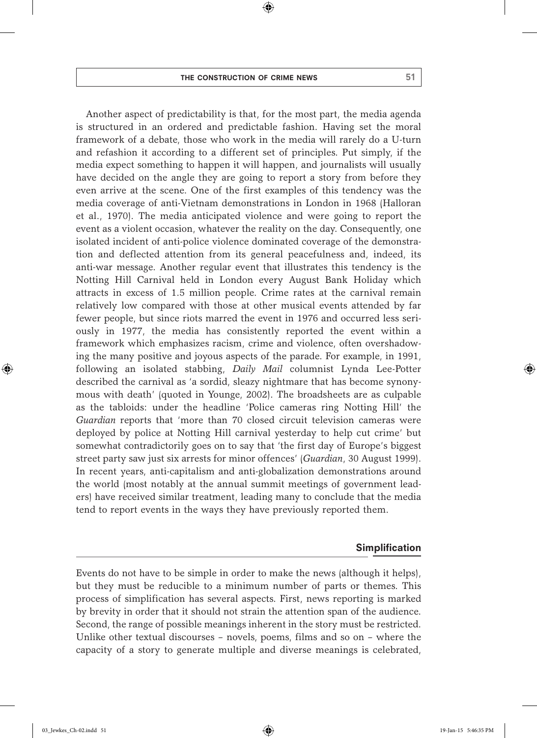Another aspect of predictability is that, for the most part, the media agenda is structured in an ordered and predictable fashion. Having set the moral framework of a debate, those who work in the media will rarely do a U-turn and refashion it according to a different set of principles. Put simply, if the media expect something to happen it will happen, and journalists will usually have decided on the angle they are going to report a story from before they even arrive at the scene. One of the first examples of this tendency was the media coverage of anti-Vietnam demonstrations in London in 1968 (Halloran et al., 1970). The media anticipated violence and were going to report the event as a violent occasion, whatever the reality on the day. Consequently, one isolated incident of anti-police violence dominated coverage of the demonstration and deflected attention from its general peacefulness and, indeed, its anti-war message. Another regular event that illustrates this tendency is the Notting Hill Carnival held in London every August Bank Holiday which attracts in excess of 1.5 million people. Crime rates at the carnival remain relatively low compared with those at other musical events attended by far fewer people, but since riots marred the event in 1976 and occurred less seriously in 1977, the media has consistently reported the event within a framework which emphasizes racism, crime and violence, often overshadowing the many positive and joyous aspects of the parade. For example, in 1991, following an isolated stabbing, *Daily Mail* columnist Lynda Lee-Potter described the carnival as 'a sordid, sleazy nightmare that has become synonymous with death' (quoted in Younge, 2002). The broadsheets are as culpable as the tabloids: under the headline 'Police cameras ring Notting Hill' the *Guardian* reports that 'more than 70 closed circuit television cameras were deployed by police at Notting Hill carnival yesterday to help cut crime' but somewhat contradictorily goes on to say that 'the first day of Europe's biggest street party saw just six arrests for minor offences' (*Guardian*, 30 August 1999). In recent years, anti-capitalism and anti-globalization demonstrations around the world (most notably at the annual summit meetings of government leaders) have received similar treatment, leading many to conclude that the media tend to report events in the ways they have previously reported them.

## Simplification

Events do not have to be simple in order to make the news (although it helps), but they must be reducible to a minimum number of parts or themes. This process of simplification has several aspects. First, news reporting is marked by brevity in order that it should not strain the attention span of the audience. Second, the range of possible meanings inherent in the story must be restricted. Unlike other textual discourses – novels, poems, films and so on – where the capacity of a story to generate multiple and diverse meanings is celebrated,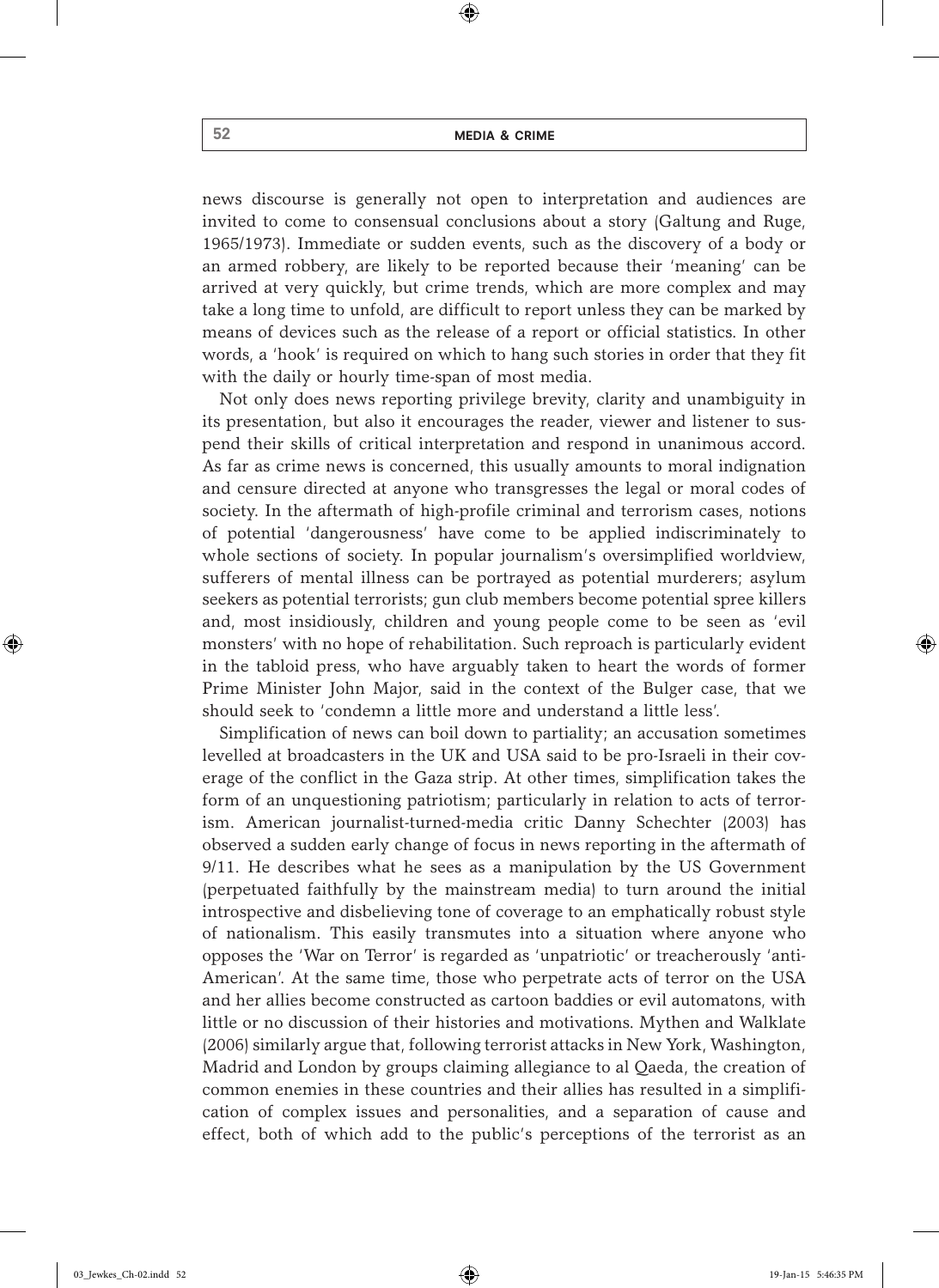news discourse is generally not open to interpretation and audiences are invited to come to consensual conclusions about a story (Galtung and Ruge, 1965/1973). Immediate or sudden events, such as the discovery of a body or an armed robbery, are likely to be reported because their 'meaning' can be arrived at very quickly, but crime trends, which are more complex and may take a long time to unfold, are difficult to report unless they can be marked by means of devices such as the release of a report or official statistics. In other words, a 'hook' is required on which to hang such stories in order that they fit with the daily or hourly time-span of most media.

Not only does news reporting privilege brevity, clarity and unambiguity in its presentation, but also it encourages the reader, viewer and listener to suspend their skills of critical interpretation and respond in unanimous accord. As far as crime news is concerned, this usually amounts to moral indignation and censure directed at anyone who transgresses the legal or moral codes of society. In the aftermath of high-profile criminal and terrorism cases, notions of potential 'dangerousness' have come to be applied indiscriminately to whole sections of society. In popular journalism's oversimplified worldview, sufferers of mental illness can be portrayed as potential murderers; asylum seekers as potential terrorists; gun club members become potential spree killers and, most insidiously, children and young people come to be seen as 'evil monsters' with no hope of rehabilitation. Such reproach is particularly evident in the tabloid press, who have arguably taken to heart the words of former Prime Minister John Major, said in the context of the Bulger case, that we should seek to 'condemn a little more and understand a little less'.

Simplification of news can boil down to partiality; an accusation sometimes levelled at broadcasters in the UK and USA said to be pro-Israeli in their coverage of the conflict in the Gaza strip. At other times, simplification takes the form of an unquestioning patriotism; particularly in relation to acts of terrorism. American journalist-turned-media critic Danny Schechter (2003) has observed a sudden early change of focus in news reporting in the aftermath of 9/11. He describes what he sees as a manipulation by the US Government (perpetuated faithfully by the mainstream media) to turn around the initial introspective and disbelieving tone of coverage to an emphatically robust style of nationalism. This easily transmutes into a situation where anyone who opposes the 'War on Terror' is regarded as 'unpatriotic' or treacherously 'anti-American'. At the same time, those who perpetrate acts of terror on the USA and her allies become constructed as cartoon baddies or evil automatons, with little or no discussion of their histories and motivations. Mythen and Walklate (2006) similarly argue that, following terrorist attacks in New York, Washington, Madrid and London by groups claiming allegiance to al Qaeda, the creation of common enemies in these countries and their allies has resulted in a simplification of complex issues and personalities, and a separation of cause and effect, both of which add to the public's perceptions of the terrorist as an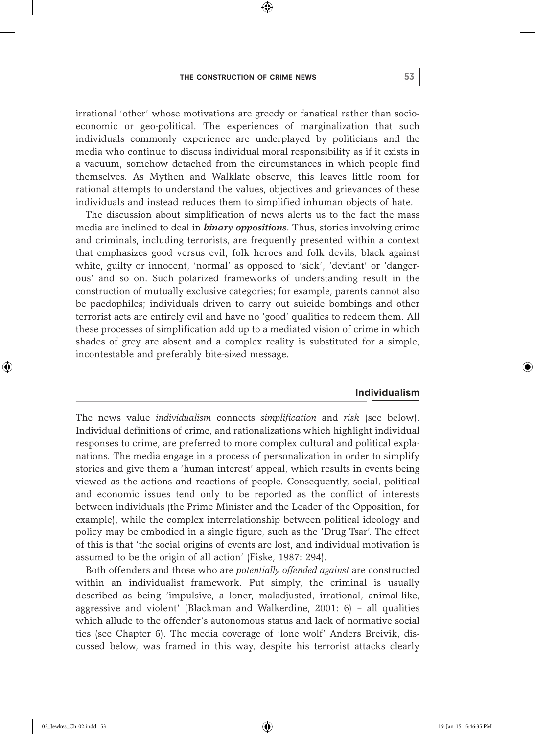irrational 'other' whose motivations are greedy or fanatical rather than socio-economic or geo-political. The experiences of marginalization that such individuals commonly experience are underplayed by politicians and the media who continue to discuss individual moral responsibility as if it exists in a vacuum, somehow detached from the circumstances in which people find themselves. As Mythen and Walklate observe, this leaves little room for rational attempts to understand the values, objectives and grievances of these individuals and instead reduces them to simplified inhuman objects of hate.

The discussion about simplification of news alerts us to the fact the mass media are inclined to deal in ***binary oppositions***. Thus, stories involving crime and criminals, including terrorists, are frequently presented within a context that emphasizes good versus evil, folk heroes and folk devils, black against white, guilty or innocent, 'normal' as opposed to 'sick', 'deviant' or 'dangerous' and so on. Such polarized frameworks of understanding result in the construction of mutually exclusive categories; for example, parents cannot also be paedophiles; individuals driven to carry out suicide bombings and other terrorist acts are entirely evil and have no 'good' qualities to redeem them. All these processes of simplification add up to a mediated vision of crime in which shades of grey are absent and a complex reality is substituted for a simple, incontestable and preferably bite-sized message.

## Individualism

The news value *individualism* connects *simplification* and *risk* (see below). Individual definitions of crime, and rationalizations which highlight individual responses to crime, are preferred to more complex cultural and political explanations. The media engage in a process of personalization in order to simplify stories and give them a 'human interest' appeal, which results in events being viewed as the actions and reactions of people. Consequently, social, political and economic issues tend only to be reported as the conflict of interests between individuals (the Prime Minister and the Leader of the Opposition, for example), while the complex interrelationship between political ideology and policy may be embodied in a single figure, such as the 'Drug Tsar'. The effect of this is that 'the social origins of events are lost, and individual motivation is assumed to be the origin of all action' (Fiske, 1987: 294).

Both offenders and those who are *potentially offended against* are constructed within an individualist framework. Put simply, the criminal is usually described as being 'impulsive, a loner, maladjusted, irrational, animal-like, aggressive and violent' (Blackman and Walkerdine, 2001: 6) – all qualities which allude to the offender's autonomous status and lack of normative social ties (see Chapter 6). The media coverage of 'lone wolf' Anders Breivik, discussed below, was framed in this way, despite his terrorist attacks clearly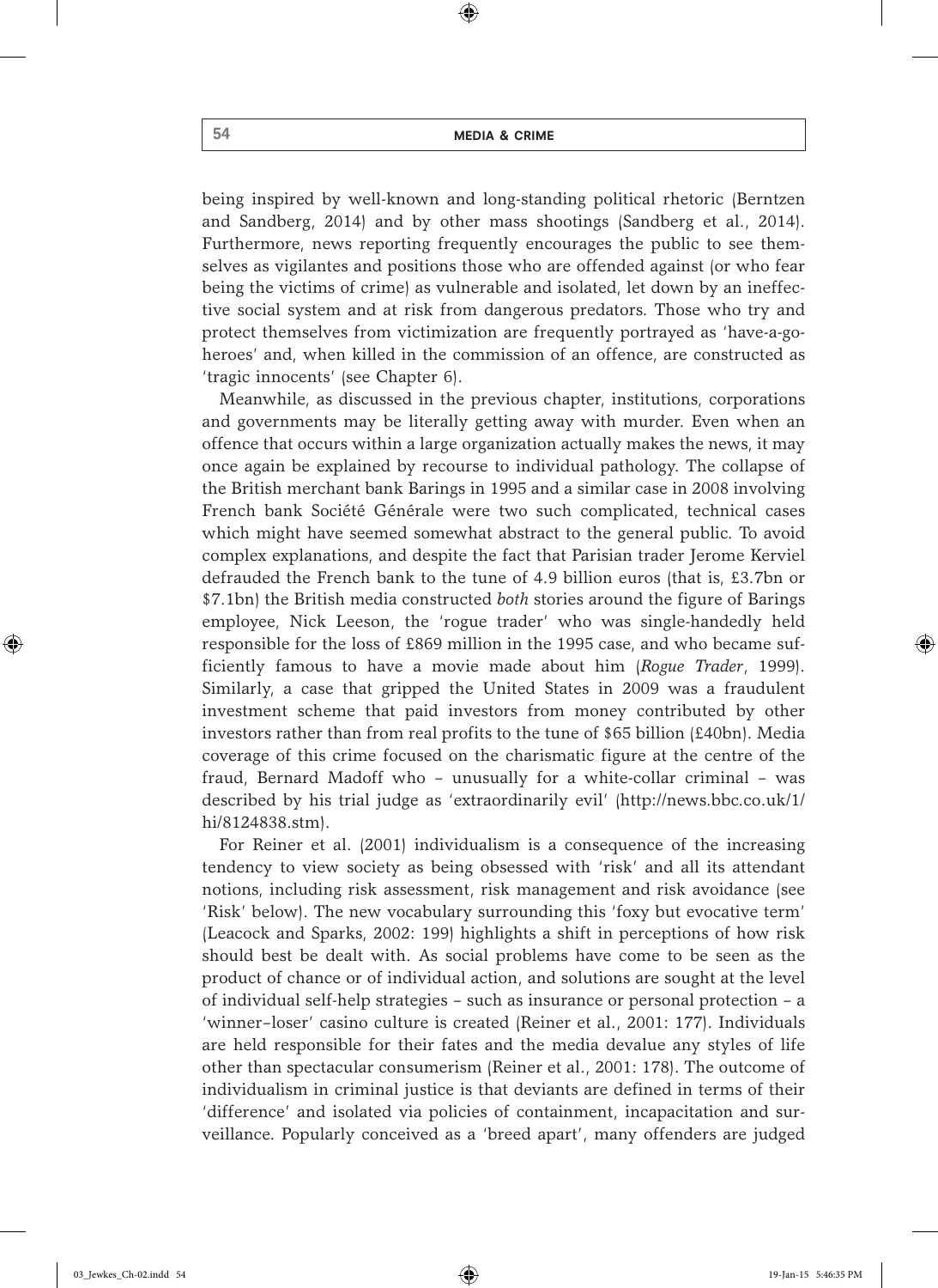being inspired by well-known and long-standing political rhetoric (Berntzen and Sandberg, 2014) and by other mass shootings (Sandberg et al., 2014). Furthermore, news reporting frequently encourages the public to see themselves as vigilantes and positions those who are offended against (or who fear being the victims of crime) as vulnerable and isolated, let down by an ineffective social system and at risk from dangerous predators. Those who try and protect themselves from victimization are frequently portrayed as 'have-a-go-heroes' and, when killed in the commission of an offence, are constructed as 'tragic innocents' (see Chapter 6).

Meanwhile, as discussed in the previous chapter, institutions, corporations and governments may be literally getting away with murder. Even when an offence that occurs within a large organization actually makes the news, it may once again be explained by recourse to individual pathology. The collapse of the British merchant bank Barings in 1995 and a similar case in 2008 involving French bank Société Générale were two such complicated, technical cases which might have seemed somewhat abstract to the general public. To avoid complex explanations, and despite the fact that Parisian trader Jerome Kerviel defrauded the French bank to the tune of 4.9 billion euros (that is, £3.7bn or $7.1bn) the British media constructed *both* stories around the figure of Barings employee, Nick Leeson, the 'rogue trader' who was single-handedly held responsible for the loss of £869 million in the 1995 case, and who became sufficiently famous to have a movie made about him (*Rogue Trader*, 1999). Similarly, a case that gripped the United States in 2009 was a fraudulent investment scheme that paid investors from money contributed by other investors rather than from real profits to the tune of $65 billion (£40bn). Media coverage of this crime focused on the charismatic figure at the centre of the fraud, Bernard Madoff who – unusually for a white-collar criminal – was described by his trial judge as 'extraordinarily evil' (http://news.bbc.co.uk/1/hi/8124838.stm).

For Reiner et al. (2001) individualism is a consequence of the increasing tendency to view society as being obsessed with 'risk' and all its attendant notions, including risk assessment, risk management and risk avoidance (see 'Risk' below). The new vocabulary surrounding this 'foxy but evocative term' (Leacock and Sparks, 2002: 199) highlights a shift in perceptions of how risk should best be dealt with. As social problems have come to be seen as the product of chance or of individual action, and solutions are sought at the level of individual self-help strategies – such as insurance or personal protection – a 'winner–loser' casino culture is created (Reiner et al., 2001: 177). Individuals are held responsible for their fates and the media devalue any styles of life other than spectacular consumerism (Reiner et al., 2001: 178). The outcome of individualism in criminal justice is that deviants are defined in terms of their 'difference' and isolated via policies of containment, incapacitation and surveillance. Popularly conceived as a 'breed apart', many offenders are judged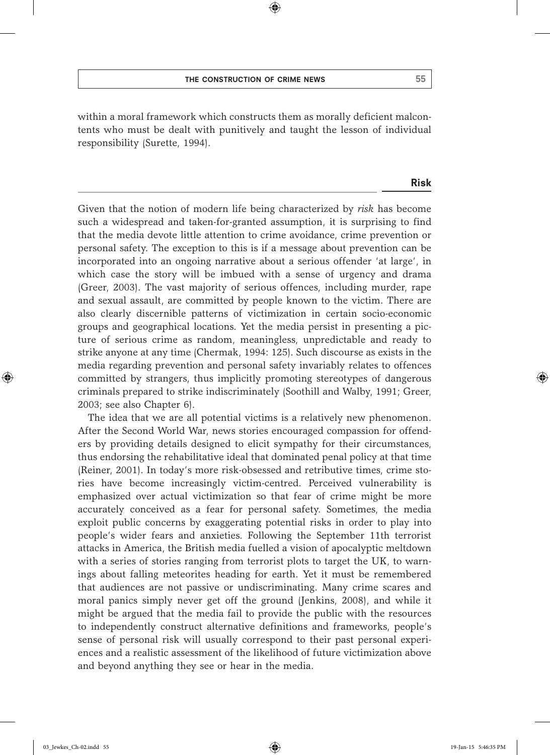within a moral framework which constructs them as morally deficient malcontents who must be dealt with punitively and taught the lesson of individual responsibility (Surette, 1994).

## Risk

Given that the notion of modern life being characterized by *risk* has become such a widespread and taken-for-granted assumption, it is surprising to find that the media devote little attention to crime avoidance, crime prevention or personal safety. The exception to this is if a message about prevention can be incorporated into an ongoing narrative about a serious offender 'at large', in which case the story will be imbued with a sense of urgency and drama (Greer, 2003). The vast majority of serious offences, including murder, rape and sexual assault, are committed by people known to the victim. There are also clearly discernible patterns of victimization in certain socio-economic groups and geographical locations. Yet the media persist in presenting a picture of serious crime as random, meaningless, unpredictable and ready to strike anyone at any time (Chermak, 1994: 125). Such discourse as exists in the media regarding prevention and personal safety invariably relates to offences committed by strangers, thus implicitly promoting stereotypes of dangerous criminals prepared to strike indiscriminately (Soothill and Walby, 1991; Greer, 2003; see also Chapter 6).

The idea that we are all potential victims is a relatively new phenomenon. After the Second World War, news stories encouraged compassion for offenders by providing details designed to elicit sympathy for their circumstances, thus endorsing the rehabilitative ideal that dominated penal policy at that time (Reiner, 2001). In today's more risk-obsessed and retributive times, crime stories have become increasingly victim-centred. Perceived vulnerability is emphasized over actual victimization so that fear of crime might be more accurately conceived as a fear for personal safety. Sometimes, the media exploit public concerns by exaggerating potential risks in order to play into people's wider fears and anxieties. Following the September 11th terrorist attacks in America, the British media fuelled a vision of apocalyptic meltdown with a series of stories ranging from terrorist plots to target the UK, to warnings about falling meteorites heading for earth. Yet it must be remembered that audiences are not passive or undiscriminating. Many crime scares and moral panics simply never get off the ground (Jenkins, 2008), and while it might be argued that the media fail to provide the public with the resources to independently construct alternative definitions and frameworks, people's sense of personal risk will usually correspond to their past personal experiences and a realistic assessment of the likelihood of future victimization above and beyond anything they see or hear in the media.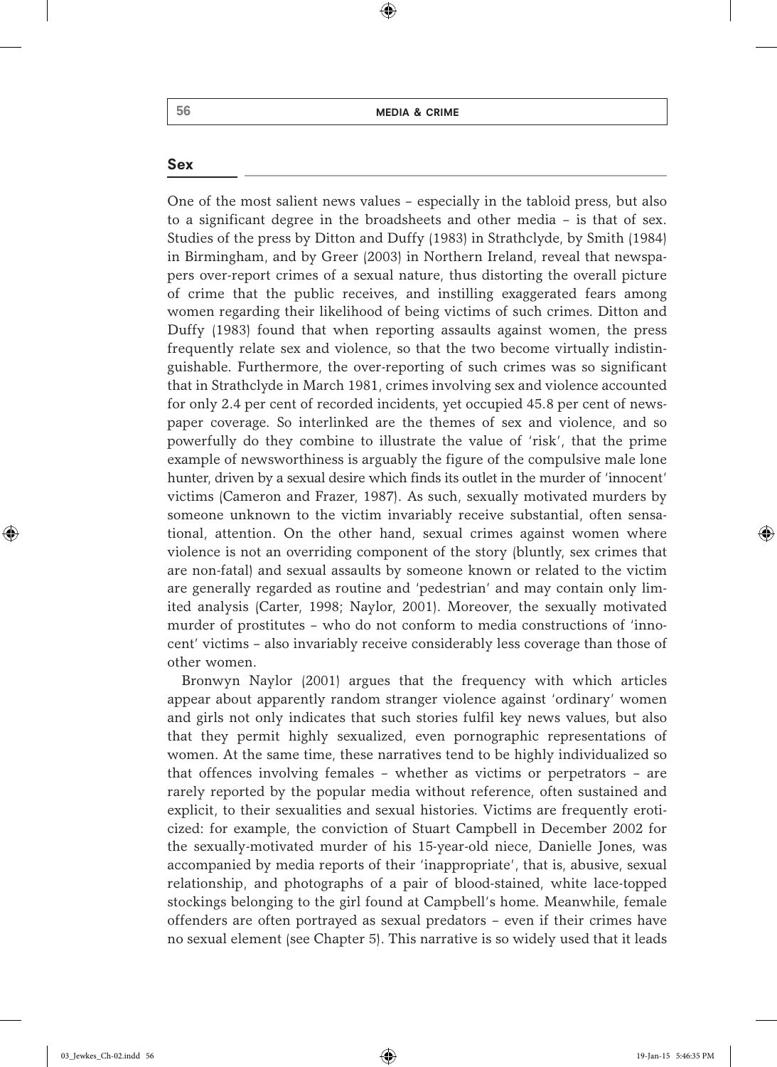## Sex

One of the most salient news values – especially in the tabloid press, but also to a significant degree in the broadsheets and other media – is that of sex. Studies of the press by Ditton and Duffy (1983) in Strathclyde, by Smith (1984) in Birmingham, and by Greer (2003) in Northern Ireland, reveal that newspapers over-report crimes of a sexual nature, thus distorting the overall picture of crime that the public receives, and instilling exaggerated fears among women regarding their likelihood of being victims of such crimes. Ditton and Duffy (1983) found that when reporting assaults against women, the press frequently relate sex and violence, so that the two become virtually indistinguishable. Furthermore, the over-reporting of such crimes was so significant that in Strathclyde in March 1981, crimes involving sex and violence accounted for only 2.4 per cent of recorded incidents, yet occupied 45.8 per cent of newspaper coverage. So interlinked are the themes of sex and violence, and so powerfully do they combine to illustrate the value of 'risk', that the prime example of newsworthiness is arguably the figure of the compulsive male lone hunter, driven by a sexual desire which finds its outlet in the murder of 'innocent' victims (Cameron and Frazer, 1987). As such, sexually motivated murders by someone unknown to the victim invariably receive substantial, often sensational, attention. On the other hand, sexual crimes against women where violence is not an overriding component of the story (bluntly, sex crimes that are non-fatal) and sexual assaults by someone known or related to the victim are generally regarded as routine and 'pedestrian' and may contain only limited analysis (Carter, 1998; Naylor, 2001). Moreover, the sexually motivated murder of prostitutes – who do not conform to media constructions of 'innocent' victims – also invariably receive considerably less coverage than those of other women.

Bronwyn Naylor (2001) argues that the frequency with which articles appear about apparently random stranger violence against 'ordinary' women and girls not only indicates that such stories fulfil key news values, but also that they permit highly sexualized, even pornographic representations of women. At the same time, these narratives tend to be highly individualized so that offences involving females – whether as victims or perpetrators – are rarely reported by the popular media without reference, often sustained and explicit, to their sexualities and sexual histories. Victims are frequently eroticized: for example, the conviction of Stuart Campbell in December 2002 for the sexually-motivated murder of his 15-year-old niece, Danielle Jones, was accompanied by media reports of their 'inappropriate', that is, abusive, sexual relationship, and photographs of a pair of blood-stained, white lace-topped stockings belonging to the girl found at Campbell's home. Meanwhile, female offenders are often portrayed as sexual predators – even if their crimes have no sexual element (see Chapter 5). This narrative is so widely used that it leads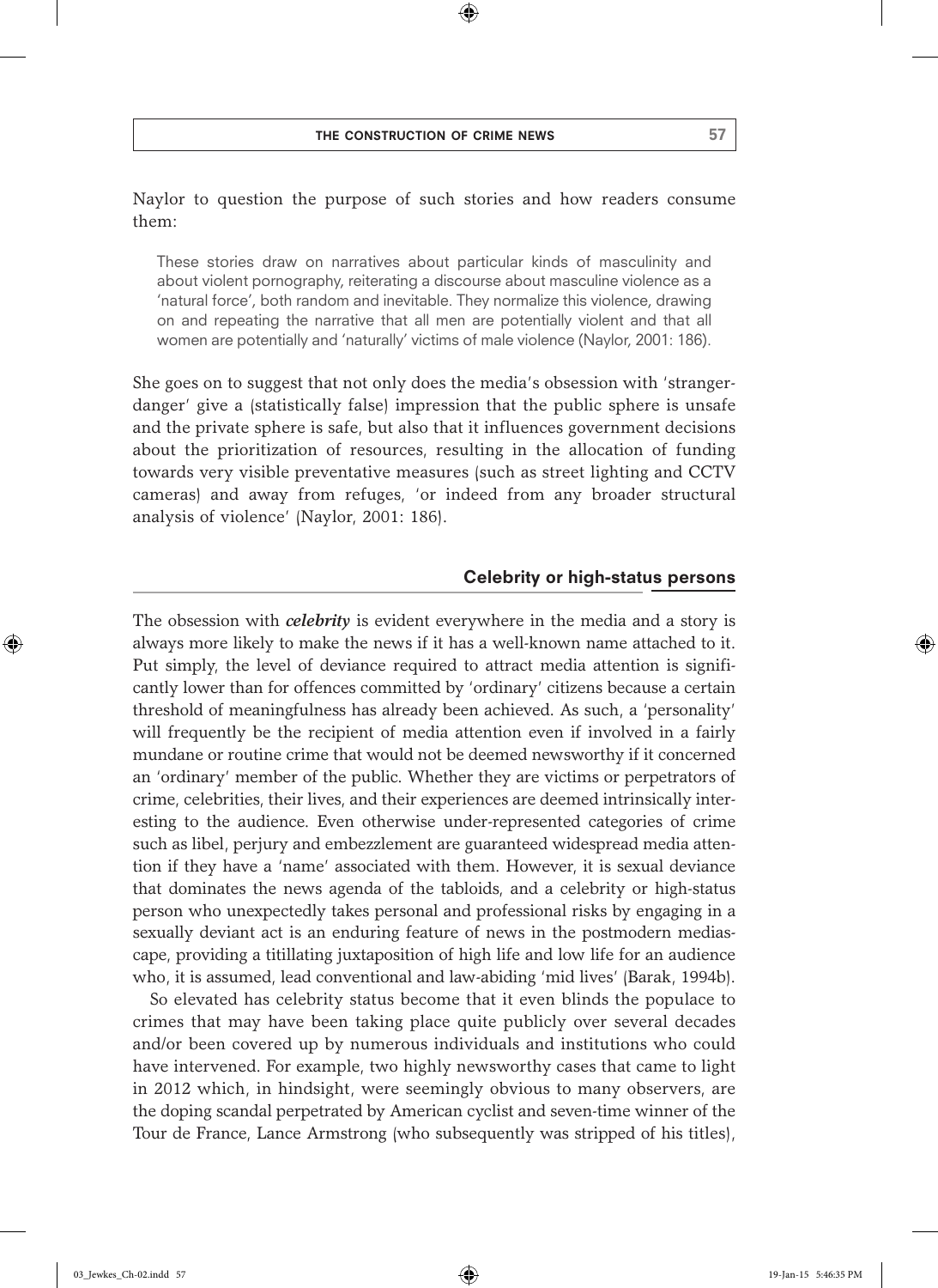Naylor to question the purpose of such stories and how readers consume them:

> These stories draw on narratives about particular kinds of masculinity and about violent pornography, reiterating a discourse about masculine violence as a 'natural force', both random and inevitable. They normalize this violence, drawing on and repeating the narrative that all men are potentially violent and that all women are potentially and 'naturally' victims of male violence (Naylor, 2001: 186).

She goes on to suggest that not only does the media's obsession with 'stranger-danger' give a (statistically false) impression that the public sphere is unsafe and the private sphere is safe, but also that it influences government decisions about the prioritization of resources, resulting in the allocation of funding towards very visible preventative measures (such as street lighting and CCTV cameras) and away from refuges, 'or indeed from any broader structural analysis of violence' (Naylor, 2001: 186).

## Celebrity or high-status persons

The obsession with ***celebrity*** is evident everywhere in the media and a story is always more likely to make the news if it has a well-known name attached to it. Put simply, the level of deviance required to attract media attention is significantly lower than for offences committed by 'ordinary' citizens because a certain threshold of meaningfulness has already been achieved. As such, a 'personality' will frequently be the recipient of media attention even if involved in a fairly mundane or routine crime that would not be deemed newsworthy if it concerned an 'ordinary' member of the public. Whether they are victims or perpetrators of crime, celebrities, their lives, and their experiences are deemed intrinsically interesting to the audience. Even otherwise under-represented categories of crime such as libel, perjury and embezzlement are guaranteed widespread media attention if they have a 'name' associated with them. However, it is sexual deviance that dominates the news agenda of the tabloids, and a celebrity or high-status person who unexpectedly takes personal and professional risks by engaging in a sexually deviant act is an enduring feature of news in the postmodern mediascape, providing a titillating juxtaposition of high life and low life for an audience who, it is assumed, lead conventional and law-abiding 'mid lives' (Barak, 1994b).

So elevated has celebrity status become that it even blinds the populace to crimes that may have been taking place quite publicly over several decades and/or been covered up by numerous individuals and institutions who could have intervened. For example, two highly newsworthy cases that came to light in 2012 which, in hindsight, were seemingly obvious to many observers, are the doping scandal perpetrated by American cyclist and seven-time winner of the Tour de France, Lance Armstrong (who subsequently was stripped of his titles),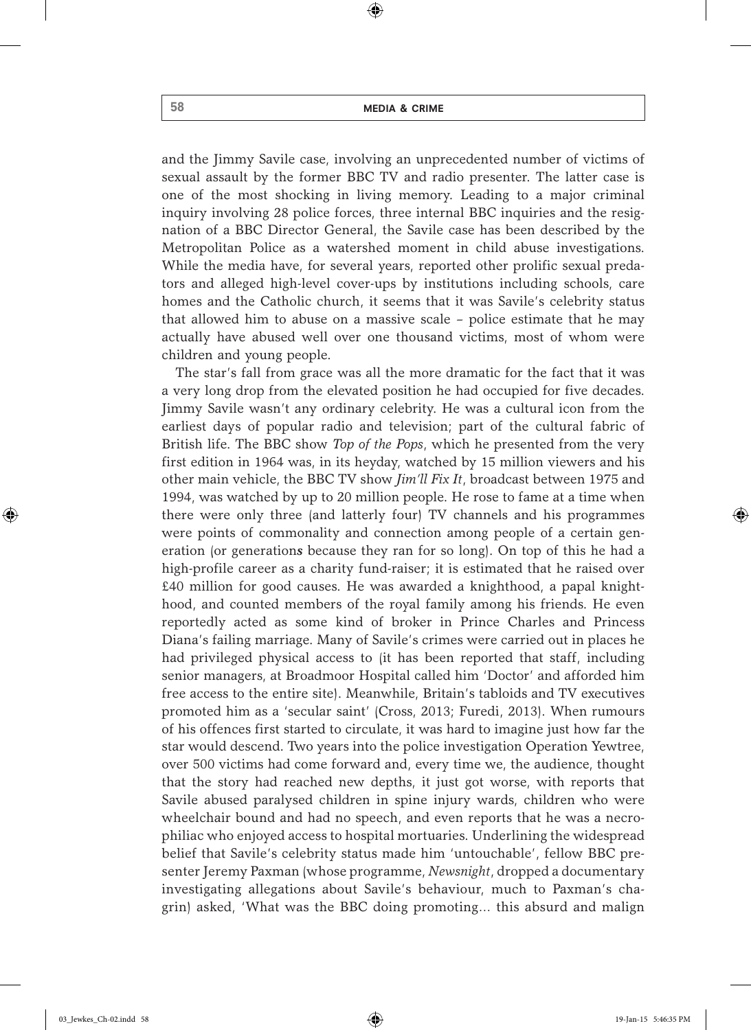and the Jimmy Savile case, involving an unprecedented number of victims of sexual assault by the former BBC TV and radio presenter. The latter case is one of the most shocking in living memory. Leading to a major criminal inquiry involving 28 police forces, three internal BBC inquiries and the resignation of a BBC Director General, the Savile case has been described by the Metropolitan Police as a watershed moment in child abuse investigations. While the media have, for several years, reported other prolific sexual predators and alleged high-level cover-ups by institutions including schools, care homes and the Catholic church, it seems that it was Savile's celebrity status that allowed him to abuse on a massive scale – police estimate that he may actually have abused well over one thousand victims, most of whom were children and young people.

The star's fall from grace was all the more dramatic for the fact that it was a very long drop from the elevated position he had occupied for five decades. Jimmy Savile wasn't any ordinary celebrity. He was a cultural icon from the earliest days of popular radio and television; part of the cultural fabric of British life. The BBC show *Top of the Pops*, which he presented from the very first edition in 1964 was, in its heyday, watched by 15 million viewers and his other main vehicle, the BBC TV show *Jim'll Fix It*, broadcast between 1975 and 1994, was watched by up to 20 million people. He rose to fame at a time when there were only three (and latterly four) TV channels and his programmes were points of commonality and connection among people of a certain generation (or generation***s*** because they ran for so long). On top of this he had a high-profile career as a charity fund-raiser; it is estimated that he raised over £40 million for good causes. He was awarded a knighthood, a papal knighthood, and counted members of the royal family among his friends. He even reportedly acted as some kind of broker in Prince Charles and Princess Diana's failing marriage. Many of Savile's crimes were carried out in places he had privileged physical access to (it has been reported that staff, including senior managers, at Broadmoor Hospital called him 'Doctor' and afforded him free access to the entire site). Meanwhile, Britain's tabloids and TV executives promoted him as a 'secular saint' (Cross, 2013; Furedi, 2013). When rumours of his offences first started to circulate, it was hard to imagine just how far the star would descend. Two years into the police investigation Operation Yewtree, over 500 victims had come forward and, every time we, the audience, thought that the story had reached new depths, it just got worse, with reports that Savile abused paralysed children in spine injury wards, children who were wheelchair bound and had no speech, and even reports that he was a necrophiliac who enjoyed access to hospital mortuaries. Underlining the widespread belief that Savile's celebrity status made him 'untouchable', fellow BBC presenter Jeremy Paxman (whose programme, *Newsnight*, dropped a documentary investigating allegations about Savile's behaviour, much to Paxman's chagrin) asked, 'What was the BBC doing promoting… this absurd and malign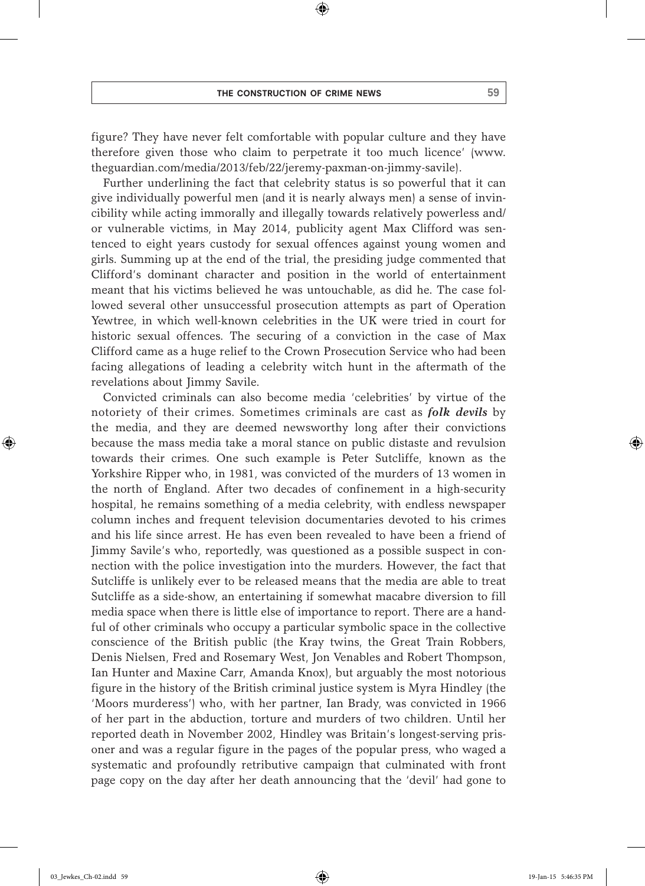figure? They have never felt comfortable with popular culture and they have therefore given those who claim to perpetrate it too much licence' (www.theguardian.com/media/2013/feb/22/jeremy-paxman-on-jimmy-savile).

Further underlining the fact that celebrity status is so powerful that it can give individually powerful men (and it is nearly always men) a sense of invincibility while acting immorally and illegally towards relatively powerless and/or vulnerable victims, in May 2014, publicity agent Max Clifford was sentenced to eight years custody for sexual offences against young women and girls. Summing up at the end of the trial, the presiding judge commented that Clifford's dominant character and position in the world of entertainment meant that his victims believed he was untouchable, as did he. The case followed several other unsuccessful prosecution attempts as part of Operation Yewtree, in which well-known celebrities in the UK were tried in court for historic sexual offences. The securing of a conviction in the case of Max Clifford came as a huge relief to the Crown Prosecution Service who had been facing allegations of leading a celebrity witch hunt in the aftermath of the revelations about Jimmy Savile.

Convicted criminals can also become media 'celebrities' by virtue of the notoriety of their crimes. Sometimes criminals are cast as ***folk devils*** by the media, and they are deemed newsworthy long after their convictions because the mass media take a moral stance on public distaste and revulsion towards their crimes. One such example is Peter Sutcliffe, known as the Yorkshire Ripper who, in 1981, was convicted of the murders of 13 women in the north of England. After two decades of confinement in a high-security hospital, he remains something of a media celebrity, with endless newspaper column inches and frequent television documentaries devoted to his crimes and his life since arrest. He has even been revealed to have been a friend of Jimmy Savile's who, reportedly, was questioned as a possible suspect in connection with the police investigation into the murders. However, the fact that Sutcliffe is unlikely ever to be released means that the media are able to treat Sutcliffe as a side-show, an entertaining if somewhat macabre diversion to fill media space when there is little else of importance to report. There are a handful of other criminals who occupy a particular symbolic space in the collective conscience of the British public (the Kray twins, the Great Train Robbers, Denis Nielsen, Fred and Rosemary West, Jon Venables and Robert Thompson, Ian Hunter and Maxine Carr, Amanda Knox), but arguably the most notorious figure in the history of the British criminal justice system is Myra Hindley (the 'Moors murderess') who, with her partner, Ian Brady, was convicted in 1966 of her part in the abduction, torture and murders of two children. Until her reported death in November 2002, Hindley was Britain's longest-serving prisoner and was a regular figure in the pages of the popular press, who waged a systematic and profoundly retributive campaign that culminated with front page copy on the day after her death announcing that the 'devil' had gone to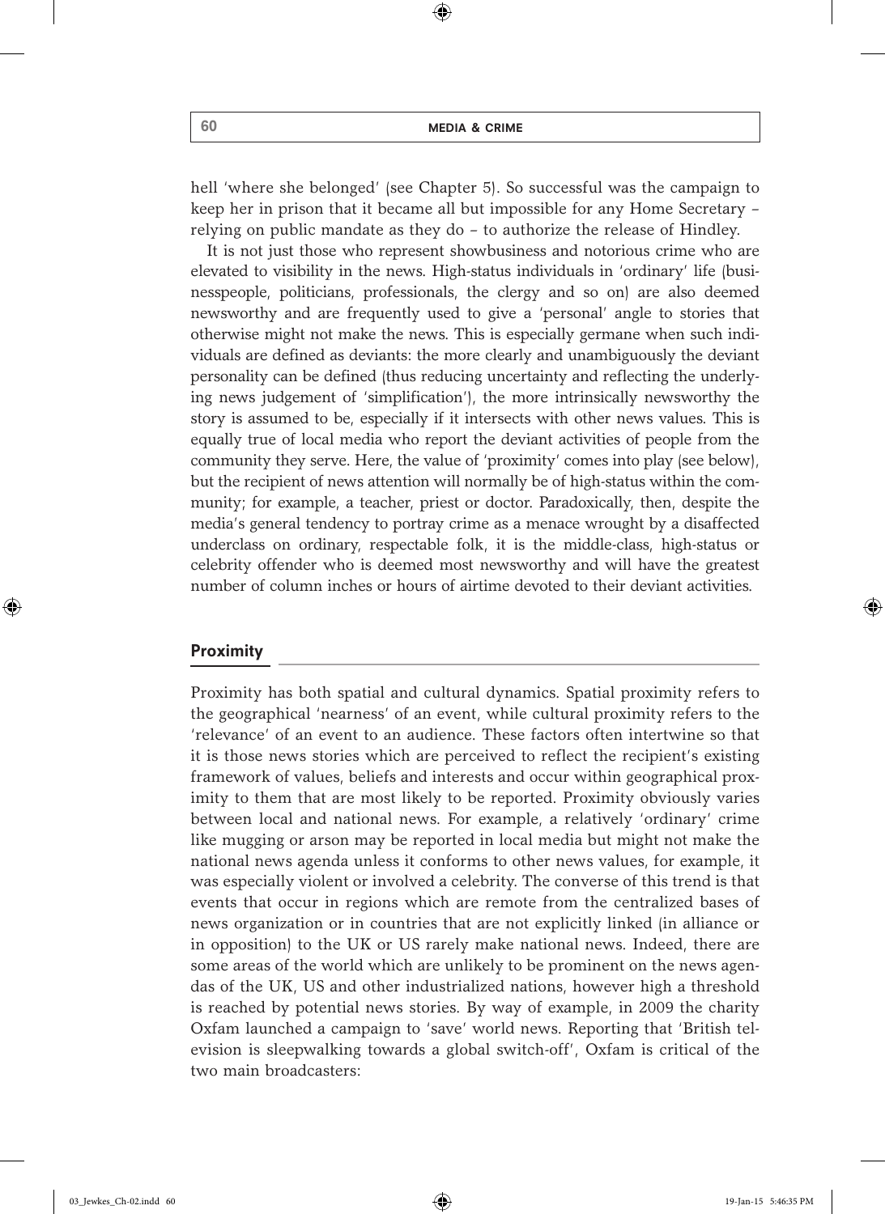hell 'where she belonged' (see Chapter 5). So successful was the campaign to keep her in prison that it became all but impossible for any Home Secretary – relying on public mandate as they do – to authorize the release of Hindley.

It is not just those who represent showbusiness and notorious crime who are elevated to visibility in the news. High-status individuals in 'ordinary' life (businesspeople, politicians, professionals, the clergy and so on) are also deemed newsworthy and are frequently used to give a 'personal' angle to stories that otherwise might not make the news. This is especially germane when such individuals are defined as deviants: the more clearly and unambiguously the deviant personality can be defined (thus reducing uncertainty and reflecting the underlying news judgement of 'simplification'), the more intrinsically newsworthy the story is assumed to be, especially if it intersects with other news values. This is equally true of local media who report the deviant activities of people from the community they serve. Here, the value of 'proximity' comes into play (see below), but the recipient of news attention will normally be of high-status within the community; for example, a teacher, priest or doctor. Paradoxically, then, despite the media's general tendency to portray crime as a menace wrought by a disaffected underclass on ordinary, respectable folk, it is the middle-class, high-status or celebrity offender who is deemed most newsworthy and will have the greatest number of column inches or hours of airtime devoted to their deviant activities.

## Proximity

Proximity has both spatial and cultural dynamics. Spatial proximity refers to the geographical 'nearness' of an event, while cultural proximity refers to the 'relevance' of an event to an audience. These factors often intertwine so that it is those news stories which are perceived to reflect the recipient's existing framework of values, beliefs and interests and occur within geographical proximity to them that are most likely to be reported. Proximity obviously varies between local and national news. For example, a relatively 'ordinary' crime like mugging or arson may be reported in local media but might not make the national news agenda unless it conforms to other news values, for example, it was especially violent or involved a celebrity. The converse of this trend is that events that occur in regions which are remote from the centralized bases of news organization or in countries that are not explicitly linked (in alliance or in opposition) to the UK or US rarely make national news. Indeed, there are some areas of the world which are unlikely to be prominent on the news agendas of the UK, US and other industrialized nations, however high a threshold is reached by potential news stories. By way of example, in 2009 the charity Oxfam launched a campaign to 'save' world news. Reporting that 'British television is sleepwalking towards a global switch-off', Oxfam is critical of the two main broadcasters: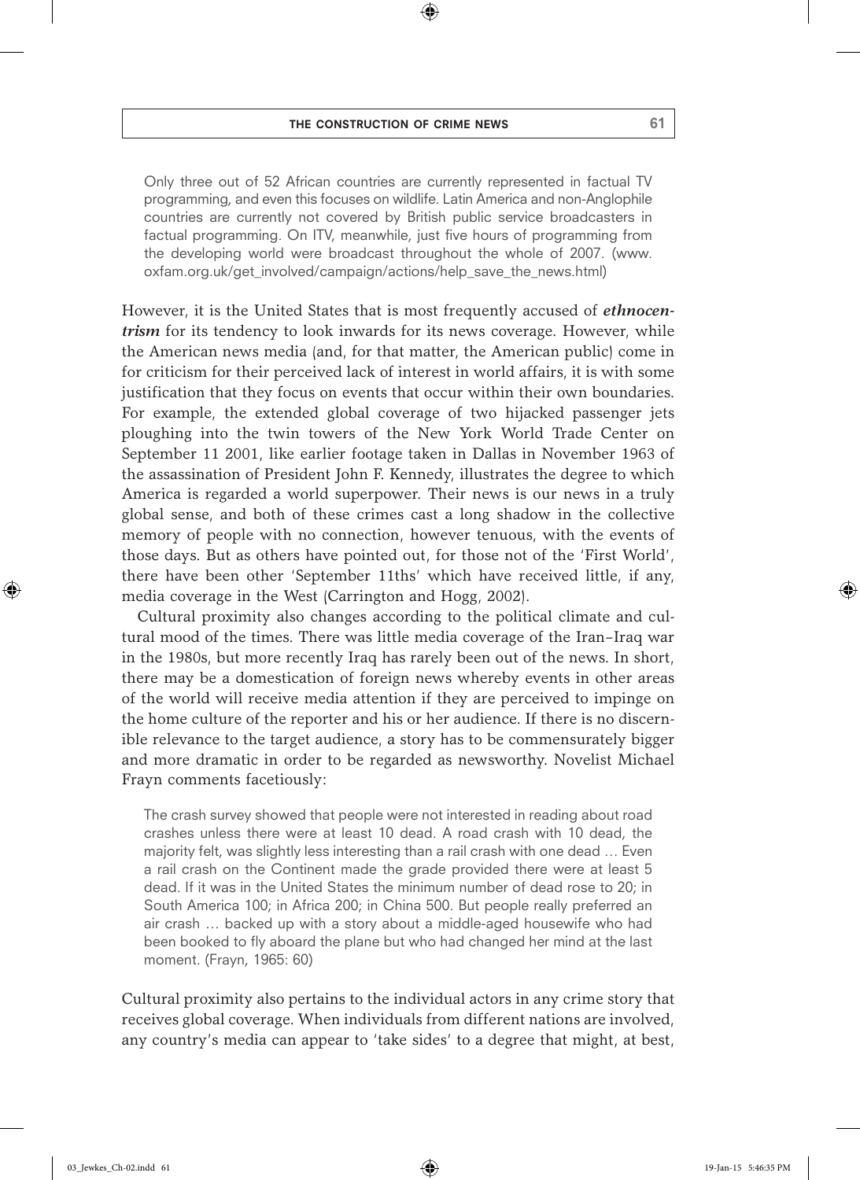> Only three out of 52 African countries are currently represented in factual TV programming, and even this focuses on wildlife. Latin America and non-Anglophile countries are currently not covered by British public service broadcasters in factual programming. On ITV, meanwhile, just five hours of programming from the developing world were broadcast throughout the whole of 2007. (www.oxfam.org.uk/get_involved/campaign/actions/help_save_the_news.html)

However, it is the United States that is most frequently accused of ***ethnocentrism*** for its tendency to look inwards for its news coverage. However, while the American news media (and, for that matter, the American public) come in for criticism for their perceived lack of interest in world affairs, it is with some justification that they focus on events that occur within their own boundaries. For example, the extended global coverage of two hijacked passenger jets ploughing into the twin towers of the New York World Trade Center on September 11 2001, like earlier footage taken in Dallas in November 1963 of the assassination of President John F. Kennedy, illustrates the degree to which America is regarded a world superpower. Their news is our news in a truly global sense, and both of these crimes cast a long shadow in the collective memory of people with no connection, however tenuous, with the events of those days. But as others have pointed out, for those not of the 'First World', there have been other 'September 11ths' which have received little, if any, media coverage in the West (Carrington and Hogg, 2002).

Cultural proximity also changes according to the political climate and cultural mood of the times. There was little media coverage of the Iran–Iraq war in the 1980s, but more recently Iraq has rarely been out of the news. In short, there may be a domestication of foreign news whereby events in other areas of the world will receive media attention if they are perceived to impinge on the home culture of the reporter and his or her audience. If there is no discernible relevance to the target audience, a story has to be commensurately bigger and more dramatic in order to be regarded as newsworthy. Novelist Michael Frayn comments facetiously:

> The crash survey showed that people were not interested in reading about road crashes unless there were at least 10 dead. A road crash with 10 dead, the majority felt, was slightly less interesting than a rail crash with one dead … Even a rail crash on the Continent made the grade provided there were at least 5 dead. If it was in the United States the minimum number of dead rose to 20; in South America 100; in Africa 200; in China 500. But people really preferred an air crash … backed up with a story about a middle-aged housewife who had been booked to fly aboard the plane but who had changed her mind at the last moment. (Frayn, 1965: 60)

Cultural proximity also pertains to the individual actors in any crime story that receives global coverage. When individuals from different nations are involved, any country's media can appear to 'take sides' to a degree that might, at best,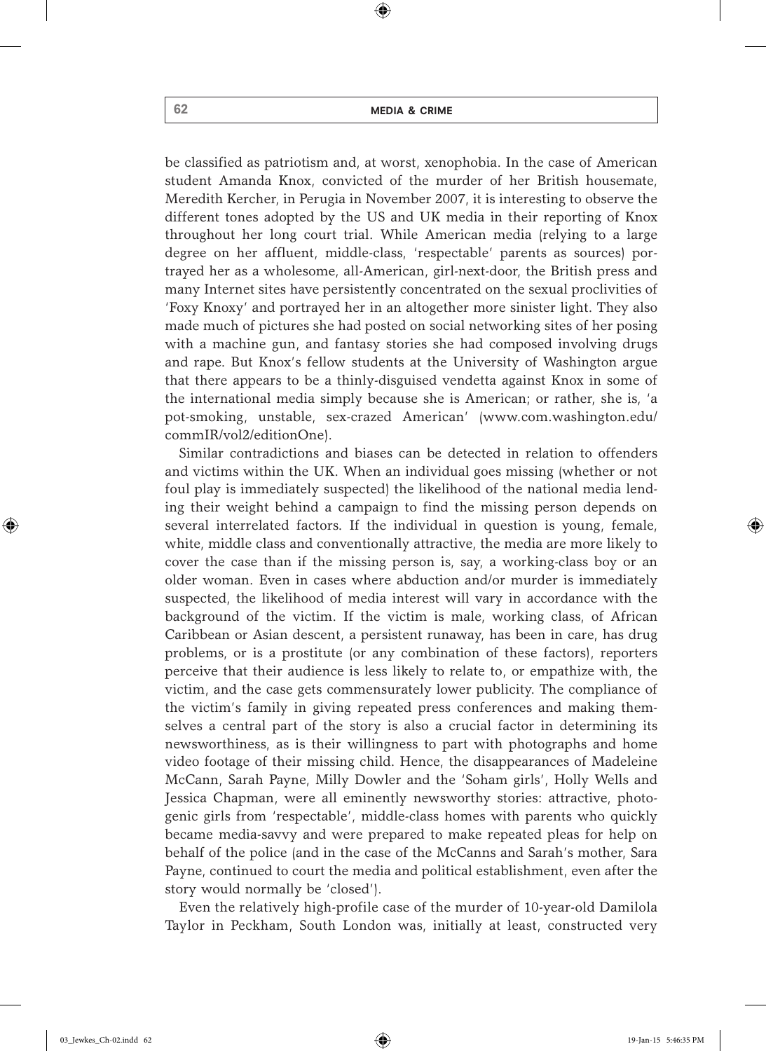be classified as patriotism and, at worst, xenophobia. In the case of American student Amanda Knox, convicted of the murder of her British housemate, Meredith Kercher, in Perugia in November 2007, it is interesting to observe the different tones adopted by the US and UK media in their reporting of Knox throughout her long court trial. While American media (relying to a large degree on her affluent, middle-class, 'respectable' parents as sources) portrayed her as a wholesome, all-American, girl-next-door, the British press and many Internet sites have persistently concentrated on the sexual proclivities of 'Foxy Knoxy' and portrayed her in an altogether more sinister light. They also made much of pictures she had posted on social networking sites of her posing with a machine gun, and fantasy stories she had composed involving drugs and rape. But Knox's fellow students at the University of Washington argue that there appears to be a thinly-disguised vendetta against Knox in some of the international media simply because she is American; or rather, she is, 'a pot-smoking, unstable, sex-crazed American' (www.com.washington.edu/commIR/vol2/editionOne).

Similar contradictions and biases can be detected in relation to offenders and victims within the UK. When an individual goes missing (whether or not foul play is immediately suspected) the likelihood of the national media lending their weight behind a campaign to find the missing person depends on several interrelated factors. If the individual in question is young, female, white, middle class and conventionally attractive, the media are more likely to cover the case than if the missing person is, say, a working-class boy or an older woman. Even in cases where abduction and/or murder is immediately suspected, the likelihood of media interest will vary in accordance with the background of the victim. If the victim is male, working class, of African Caribbean or Asian descent, a persistent runaway, has been in care, has drug problems, or is a prostitute (or any combination of these factors), reporters perceive that their audience is less likely to relate to, or empathize with, the victim, and the case gets commensurately lower publicity. The compliance of the victim's family in giving repeated press conferences and making themselves a central part of the story is also a crucial factor in determining its newsworthiness, as is their willingness to part with photographs and home video footage of their missing child. Hence, the disappearances of Madeleine McCann, Sarah Payne, Milly Dowler and the 'Soham girls', Holly Wells and Jessica Chapman, were all eminently newsworthy stories: attractive, photogenic girls from 'respectable', middle-class homes with parents who quickly became media-savvy and were prepared to make repeated pleas for help on behalf of the police (and in the case of the McCanns and Sarah's mother, Sara Payne, continued to court the media and political establishment, even after the story would normally be 'closed').

Even the relatively high-profile case of the murder of 10-year-old Damilola Taylor in Peckham, South London was, initially at least, constructed very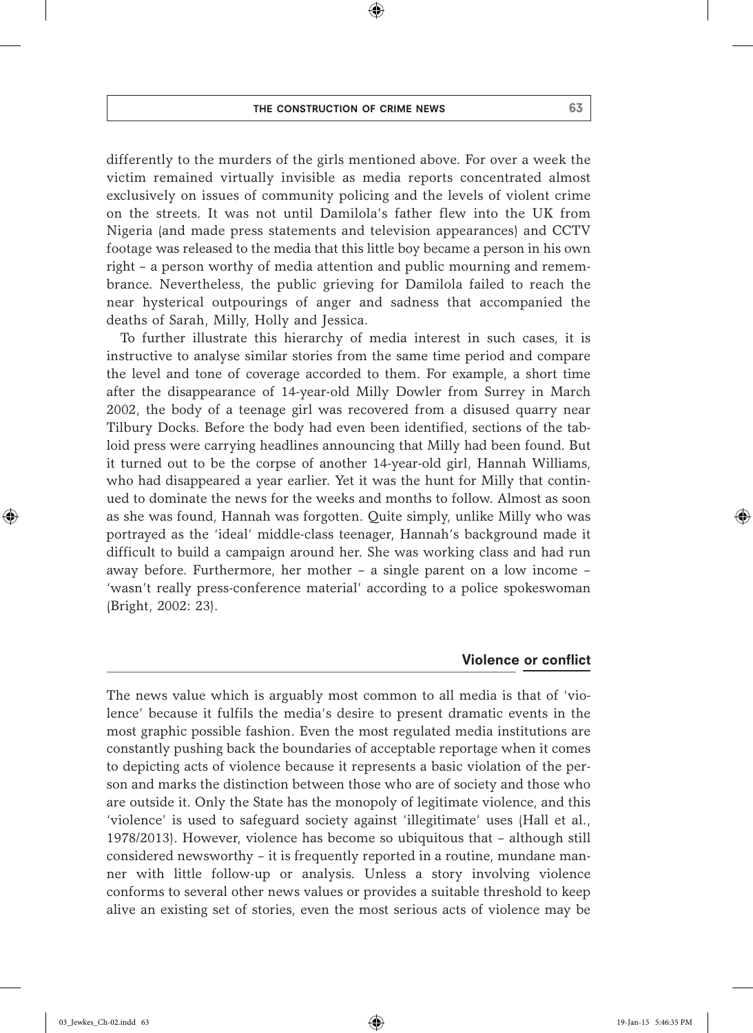differently to the murders of the girls mentioned above. For over a week the victim remained virtually invisible as media reports concentrated almost exclusively on issues of community policing and the levels of violent crime on the streets. It was not until Damilola's father flew into the UK from Nigeria (and made press statements and television appearances) and CCTV footage was released to the media that this little boy became a person in his own right – a person worthy of media attention and public mourning and remembrance. Nevertheless, the public grieving for Damilola failed to reach the near hysterical outpourings of anger and sadness that accompanied the deaths of Sarah, Milly, Holly and Jessica.

To further illustrate this hierarchy of media interest in such cases, it is instructive to analyse similar stories from the same time period and compare the level and tone of coverage accorded to them. For example, a short time after the disappearance of 14-year-old Milly Dowler from Surrey in March 2002, the body of a teenage girl was recovered from a disused quarry near Tilbury Docks. Before the body had even been identified, sections of the tabloid press were carrying headlines announcing that Milly had been found. But it turned out to be the corpse of another 14-year-old girl, Hannah Williams, who had disappeared a year earlier. Yet it was the hunt for Milly that continued to dominate the news for the weeks and months to follow. Almost as soon as she was found, Hannah was forgotten. Quite simply, unlike Milly who was portrayed as the 'ideal' middle-class teenager, Hannah's background made it difficult to build a campaign around her. She was working class and had run away before. Furthermore, her mother – a single parent on a low income – 'wasn't really press-conference material' according to a police spokeswoman (Bright, 2002: 23).

### Violence or conflict

The news value which is arguably most common to all media is that of 'violence' because it fulfils the media's desire to present dramatic events in the most graphic possible fashion. Even the most regulated media institutions are constantly pushing back the boundaries of acceptable reportage when it comes to depicting acts of violence because it represents a basic violation of the person and marks the distinction between those who are of society and those who are outside it. Only the State has the monopoly of legitimate violence, and this 'violence' is used to safeguard society against 'illegitimate' uses (Hall et al., 1978/2013). However, violence has become so ubiquitous that – although still considered newsworthy – it is frequently reported in a routine, mundane manner with little follow-up or analysis. Unless a story involving violence conforms to several other news values or provides a suitable threshold to keep alive an existing set of stories, even the most serious acts of violence may be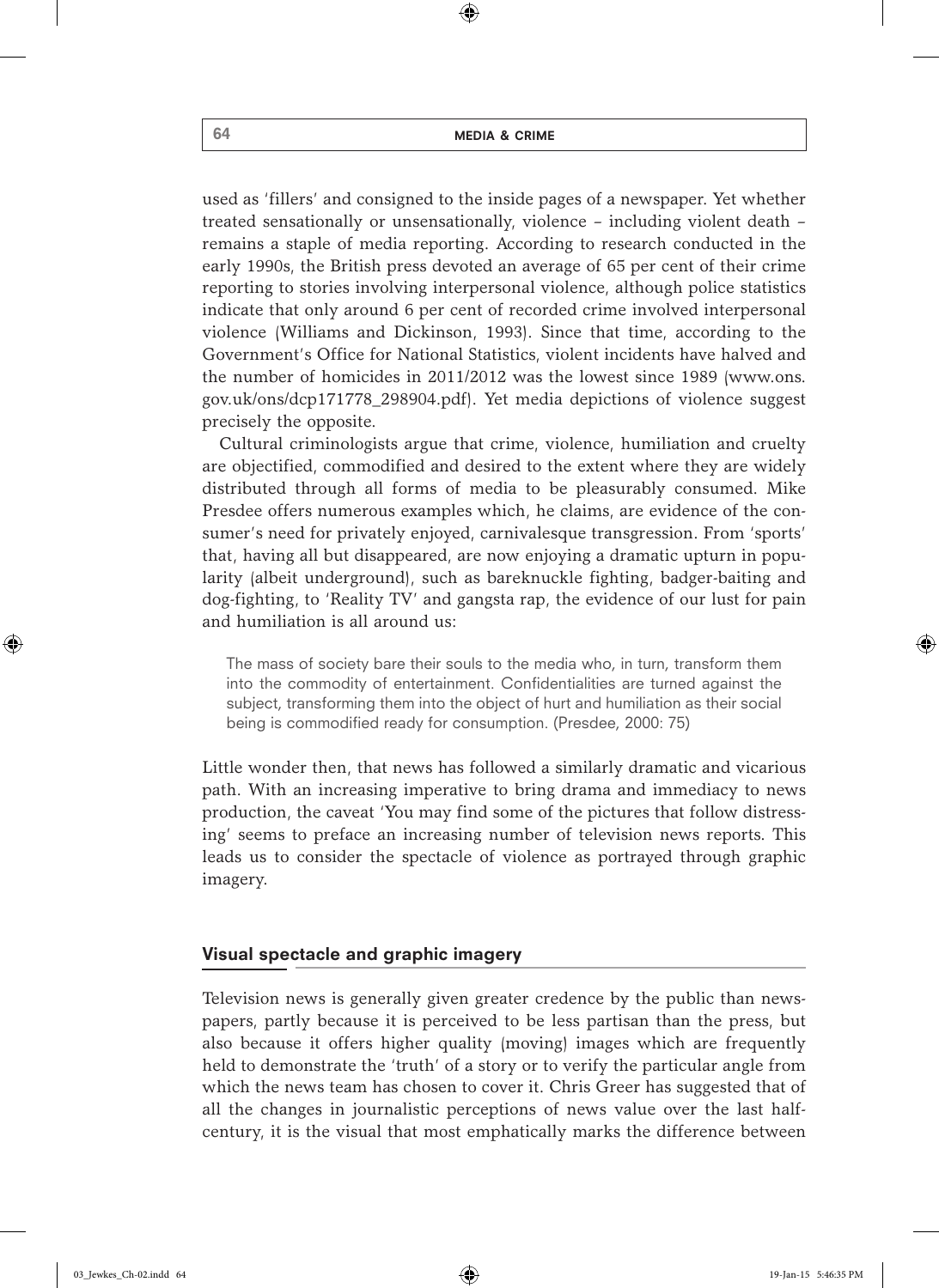used as 'fillers' and consigned to the inside pages of a newspaper. Yet whether treated sensationally or unsensationally, violence – including violent death – remains a staple of media reporting. According to research conducted in the early 1990s, the British press devoted an average of 65 per cent of their crime reporting to stories involving interpersonal violence, although police statistics indicate that only around 6 per cent of recorded crime involved interpersonal violence (Williams and Dickinson, 1993). Since that time, according to the Government's Office for National Statistics, violent incidents have halved and the number of homicides in 2011/2012 was the lowest since 1989 (www.ons.gov.uk/ons/dcp171778_298904.pdf). Yet media depictions of violence suggest precisely the opposite.

Cultural criminologists argue that crime, violence, humiliation and cruelty are objectified, commodified and desired to the extent where they are widely distributed through all forms of media to be pleasurably consumed. Mike Presdee offers numerous examples which, he claims, are evidence of the consumer's need for privately enjoyed, carnivalesque transgression. From 'sports' that, having all but disappeared, are now enjoying a dramatic upturn in popularity (albeit underground), such as bareknuckle fighting, badger-baiting and dog-fighting, to 'Reality TV' and gangsta rap, the evidence of our lust for pain and humiliation is all around us:

> The mass of society bare their souls to the media who, in turn, transform them into the commodity of entertainment. Confidentialities are turned against the subject, transforming them into the object of hurt and humiliation as their social being is commodified ready for consumption. (Presdee, 2000: 75)

Little wonder then, that news has followed a similarly dramatic and vicarious path. With an increasing imperative to bring drama and immediacy to news production, the caveat 'You may find some of the pictures that follow distressing' seems to preface an increasing number of television news reports. This leads us to consider the spectacle of violence as portrayed through graphic imagery.

## Visual spectacle and graphic imagery

Television news is generally given greater credence by the public than newspapers, partly because it is perceived to be less partisan than the press, but also because it offers higher quality (moving) images which are frequently held to demonstrate the 'truth' of a story or to verify the particular angle from which the news team has chosen to cover it. Chris Greer has suggested that of all the changes in journalistic perceptions of news value over the last half-century, it is the visual that most emphatically marks the difference between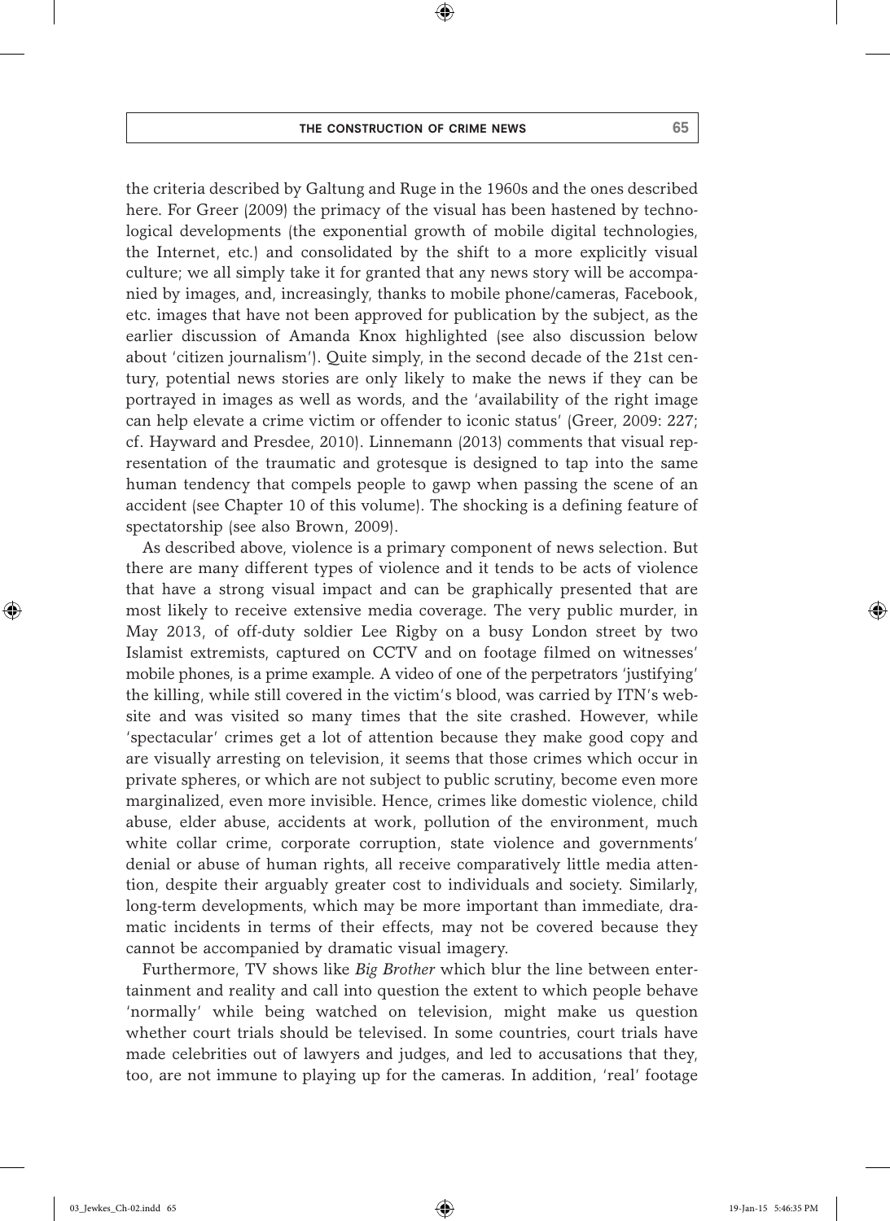the criteria described by Galtung and Ruge in the 1960s and the ones described here. For Greer (2009) the primacy of the visual has been hastened by technological developments (the exponential growth of mobile digital technologies, the Internet, etc.) and consolidated by the shift to a more explicitly visual culture; we all simply take it for granted that any news story will be accompanied by images, and, increasingly, thanks to mobile phone/cameras, Facebook, etc. images that have not been approved for publication by the subject, as the earlier discussion of Amanda Knox highlighted (see also discussion below about 'citizen journalism'). Quite simply, in the second decade of the 21st century, potential news stories are only likely to make the news if they can be portrayed in images as well as words, and the 'availability of the right image can help elevate a crime victim or offender to iconic status' (Greer, 2009: 227; cf. Hayward and Presdee, 2010). Linnemann (2013) comments that visual representation of the traumatic and grotesque is designed to tap into the same human tendency that compels people to gawp when passing the scene of an accident (see Chapter 10 of this volume). The shocking is a defining feature of spectatorship (see also Brown, 2009).

As described above, violence is a primary component of news selection. But there are many different types of violence and it tends to be acts of violence that have a strong visual impact and can be graphically presented that are most likely to receive extensive media coverage. The very public murder, in May 2013, of off-duty soldier Lee Rigby on a busy London street by two Islamist extremists, captured on CCTV and on footage filmed on witnesses' mobile phones, is a prime example. A video of one of the perpetrators 'justifying' the killing, while still covered in the victim's blood, was carried by ITN's website and was visited so many times that the site crashed. However, while 'spectacular' crimes get a lot of attention because they make good copy and are visually arresting on television, it seems that those crimes which occur in private spheres, or which are not subject to public scrutiny, become even more marginalized, even more invisible. Hence, crimes like domestic violence, child abuse, elder abuse, accidents at work, pollution of the environment, much white collar crime, corporate corruption, state violence and governments' denial or abuse of human rights, all receive comparatively little media attention, despite their arguably greater cost to individuals and society. Similarly, long-term developments, which may be more important than immediate, dramatic incidents in terms of their effects, may not be covered because they cannot be accompanied by dramatic visual imagery.

Furthermore, TV shows like *Big Brother* which blur the line between entertainment and reality and call into question the extent to which people behave 'normally' while being watched on television, might make us question whether court trials should be televised. In some countries, court trials have made celebrities out of lawyers and judges, and led to accusations that they, too, are not immune to playing up for the cameras. In addition, 'real' footage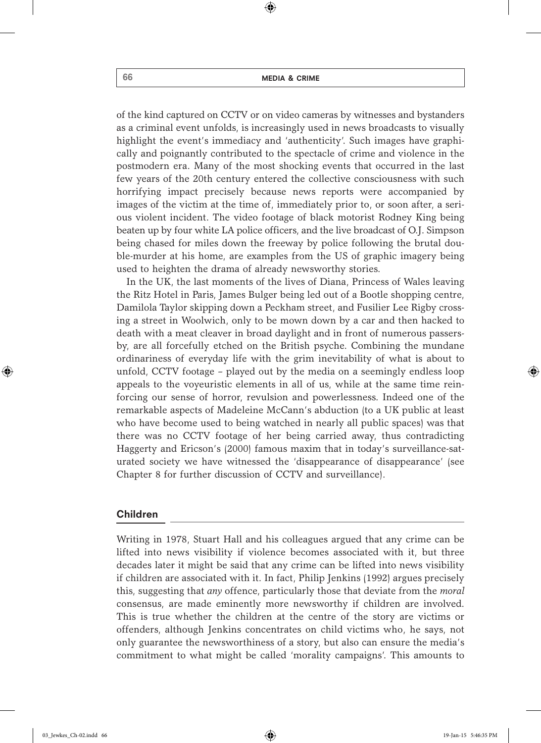of the kind captured on CCTV or on video cameras by witnesses and bystanders as a criminal event unfolds, is increasingly used in news broadcasts to visually highlight the event's immediacy and 'authenticity'. Such images have graphically and poignantly contributed to the spectacle of crime and violence in the postmodern era. Many of the most shocking events that occurred in the last few years of the 20th century entered the collective consciousness with such horrifying impact precisely because news reports were accompanied by images of the victim at the time of, immediately prior to, or soon after, a serious violent incident. The video footage of black motorist Rodney King being beaten up by four white LA police officers, and the live broadcast of O.J. Simpson being chased for miles down the freeway by police following the brutal double-murder at his home, are examples from the US of graphic imagery being used to heighten the drama of already newsworthy stories.

In the UK, the last moments of the lives of Diana, Princess of Wales leaving the Ritz Hotel in Paris, James Bulger being led out of a Bootle shopping centre, Damilola Taylor skipping down a Peckham street, and Fusilier Lee Rigby crossing a street in Woolwich, only to be mown down by a car and then hacked to death with a meat cleaver in broad daylight and in front of numerous passersby, are all forcefully etched on the British psyche. Combining the mundane ordinariness of everyday life with the grim inevitability of what is about to unfold, CCTV footage – played out by the media on a seemingly endless loop appeals to the voyeuristic elements in all of us, while at the same time reinforcing our sense of horror, revulsion and powerlessness. Indeed one of the remarkable aspects of Madeleine McCann's abduction (to a UK public at least who have become used to being watched in nearly all public spaces) was that there was no CCTV footage of her being carried away, thus contradicting Haggerty and Ericson's (2000) famous maxim that in today's surveillance-saturated society we have witnessed the 'disappearance of disappearance' (see Chapter 8 for further discussion of CCTV and surveillance).

## Children

Writing in 1978, Stuart Hall and his colleagues argued that any crime can be lifted into news visibility if violence becomes associated with it, but three decades later it might be said that any crime can be lifted into news visibility if children are associated with it. In fact, Philip Jenkins (1992) argues precisely this, suggesting that *any* offence, particularly those that deviate from the *moral* consensus, are made eminently more newsworthy if children are involved. This is true whether the children at the centre of the story are victims or offenders, although Jenkins concentrates on child victims who, he says, not only guarantee the newsworthiness of a story, but also can ensure the media's commitment to what might be called 'morality campaigns'. This amounts to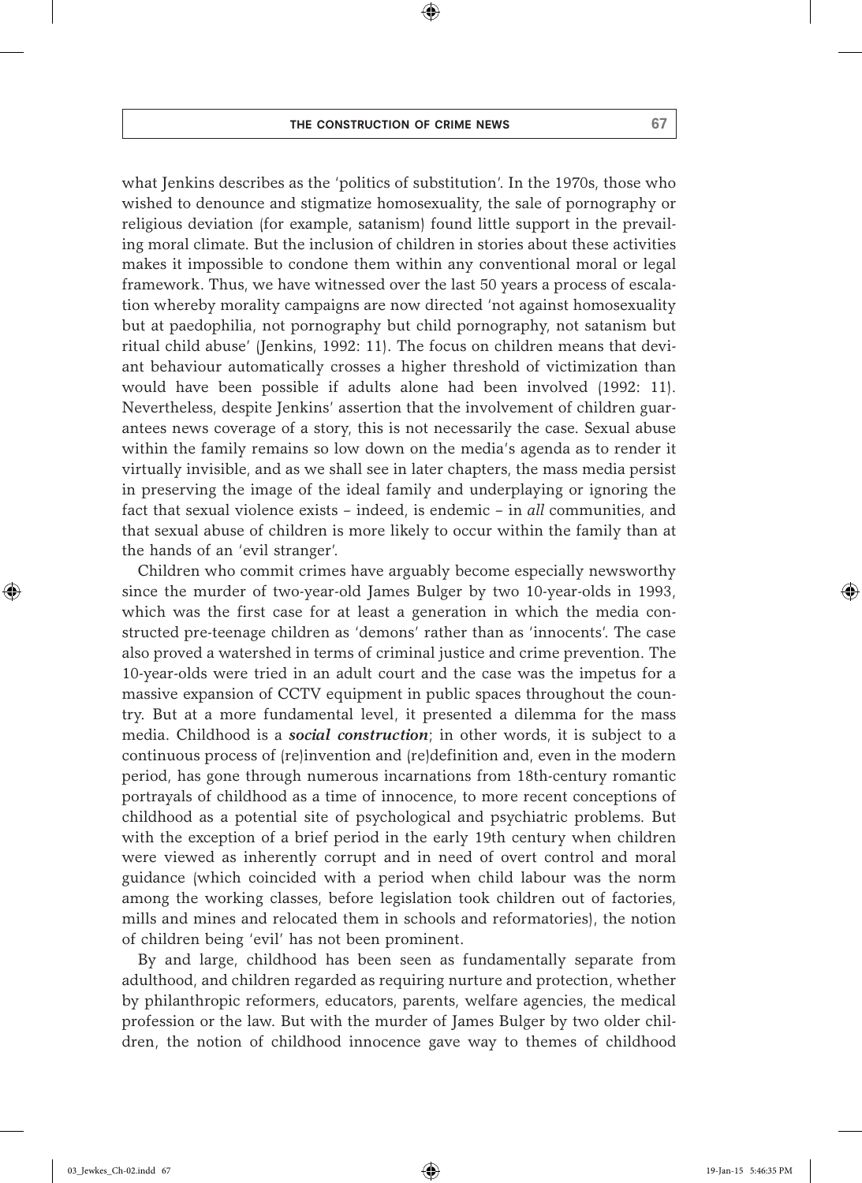what Jenkins describes as the 'politics of substitution'. In the 1970s, those who wished to denounce and stigmatize homosexuality, the sale of pornography or religious deviation (for example, satanism) found little support in the prevailing moral climate. But the inclusion of children in stories about these activities makes it impossible to condone them within any conventional moral or legal framework. Thus, we have witnessed over the last 50 years a process of escalation whereby morality campaigns are now directed 'not against homosexuality but at paedophilia, not pornography but child pornography, not satanism but ritual child abuse' (Jenkins, 1992: 11). The focus on children means that deviant behaviour automatically crosses a higher threshold of victimization than would have been possible if adults alone had been involved (1992: 11). Nevertheless, despite Jenkins' assertion that the involvement of children guarantees news coverage of a story, this is not necessarily the case. Sexual abuse within the family remains so low down on the media's agenda as to render it virtually invisible, and as we shall see in later chapters, the mass media persist in preserving the image of the ideal family and underplaying or ignoring the fact that sexual violence exists – indeed, is endemic – in *all* communities, and that sexual abuse of children is more likely to occur within the family than at the hands of an 'evil stranger'.

Children who commit crimes have arguably become especially newsworthy since the murder of two-year-old James Bulger by two 10-year-olds in 1993, which was the first case for at least a generation in which the media constructed pre-teenage children as 'demons' rather than as 'innocents'. The case also proved a watershed in terms of criminal justice and crime prevention. The 10-year-olds were tried in an adult court and the case was the impetus for a massive expansion of CCTV equipment in public spaces throughout the country. But at a more fundamental level, it presented a dilemma for the mass media. Childhood is a ***social construction***; in other words, it is subject to a continuous process of (re)invention and (re)definition and, even in the modern period, has gone through numerous incarnations from 18th-century romantic portrayals of childhood as a time of innocence, to more recent conceptions of childhood as a potential site of psychological and psychiatric problems. But with the exception of a brief period in the early 19th century when children were viewed as inherently corrupt and in need of overt control and moral guidance (which coincided with a period when child labour was the norm among the working classes, before legislation took children out of factories, mills and mines and relocated them in schools and reformatories), the notion of children being 'evil' has not been prominent.

By and large, childhood has been seen as fundamentally separate from adulthood, and children regarded as requiring nurture and protection, whether by philanthropic reformers, educators, parents, welfare agencies, the medical profession or the law. But with the murder of James Bulger by two older children, the notion of childhood innocence gave way to themes of childhood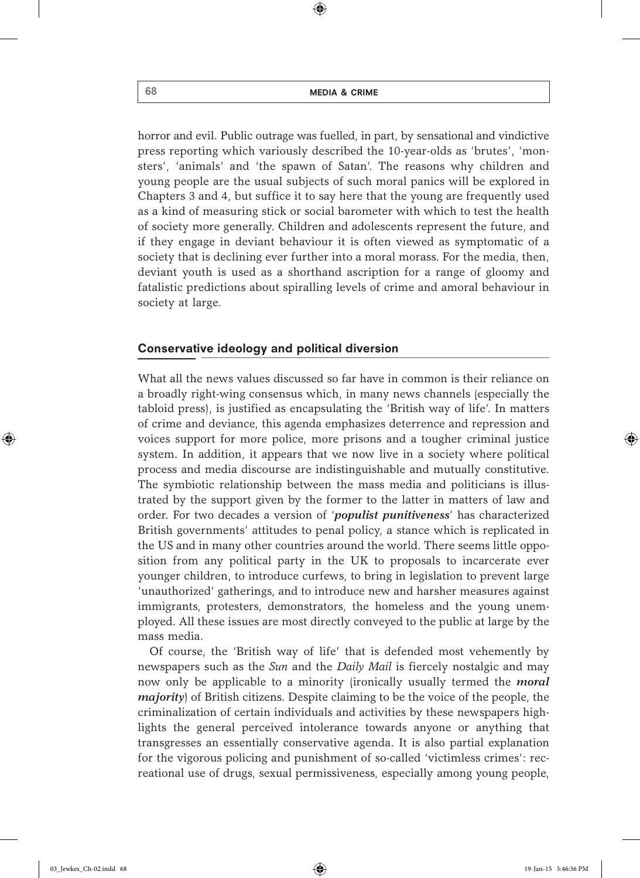horror and evil. Public outrage was fuelled, in part, by sensational and vindictive press reporting which variously described the 10-year-olds as 'brutes', 'monsters', 'animals' and 'the spawn of Satan'. The reasons why children and young people are the usual subjects of such moral panics will be explored in Chapters 3 and 4, but suffice it to say here that the young are frequently used as a kind of measuring stick or social barometer with which to test the health of society more generally. Children and adolescents represent the future, and if they engage in deviant behaviour it is often viewed as symptomatic of a society that is declining ever further into a moral morass. For the media, then, deviant youth is used as a shorthand ascription for a range of gloomy and fatalistic predictions about spiralling levels of crime and amoral behaviour in society at large.

### Conservative ideology and political diversion

What all the news values discussed so far have in common is their reliance on a broadly right-wing consensus which, in many news channels (especially the tabloid press), is justified as encapsulating the 'British way of life'. In matters of crime and deviance, this agenda emphasizes deterrence and repression and voices support for more police, more prisons and a tougher criminal justice system. In addition, it appears that we now live in a society where political process and media discourse are indistinguishable and mutually constitutive. The symbiotic relationship between the mass media and politicians is illustrated by the support given by the former to the latter in matters of law and order. For two decades a version of '***populist punitiveness***' has characterized British governments' attitudes to penal policy, a stance which is replicated in the US and in many other countries around the world. There seems little opposition from any political party in the UK to proposals to incarcerate ever younger children, to introduce curfews, to bring in legislation to prevent large 'unauthorized' gatherings, and to introduce new and harsher measures against immigrants, protesters, demonstrators, the homeless and the young unemployed. All these issues are most directly conveyed to the public at large by the mass media.

Of course, the 'British way of life' that is defended most vehemently by newspapers such as the *Sun* and the *Daily Mail* is fiercely nostalgic and may now only be applicable to a minority (ironically usually termed the ***moral majority***) of British citizens. Despite claiming to be the voice of the people, the criminalization of certain individuals and activities by these newspapers highlights the general perceived intolerance towards anyone or anything that transgresses an essentially conservative agenda. It is also partial explanation for the vigorous policing and punishment of so-called 'victimless crimes': recreational use of drugs, sexual permissiveness, especially among young people,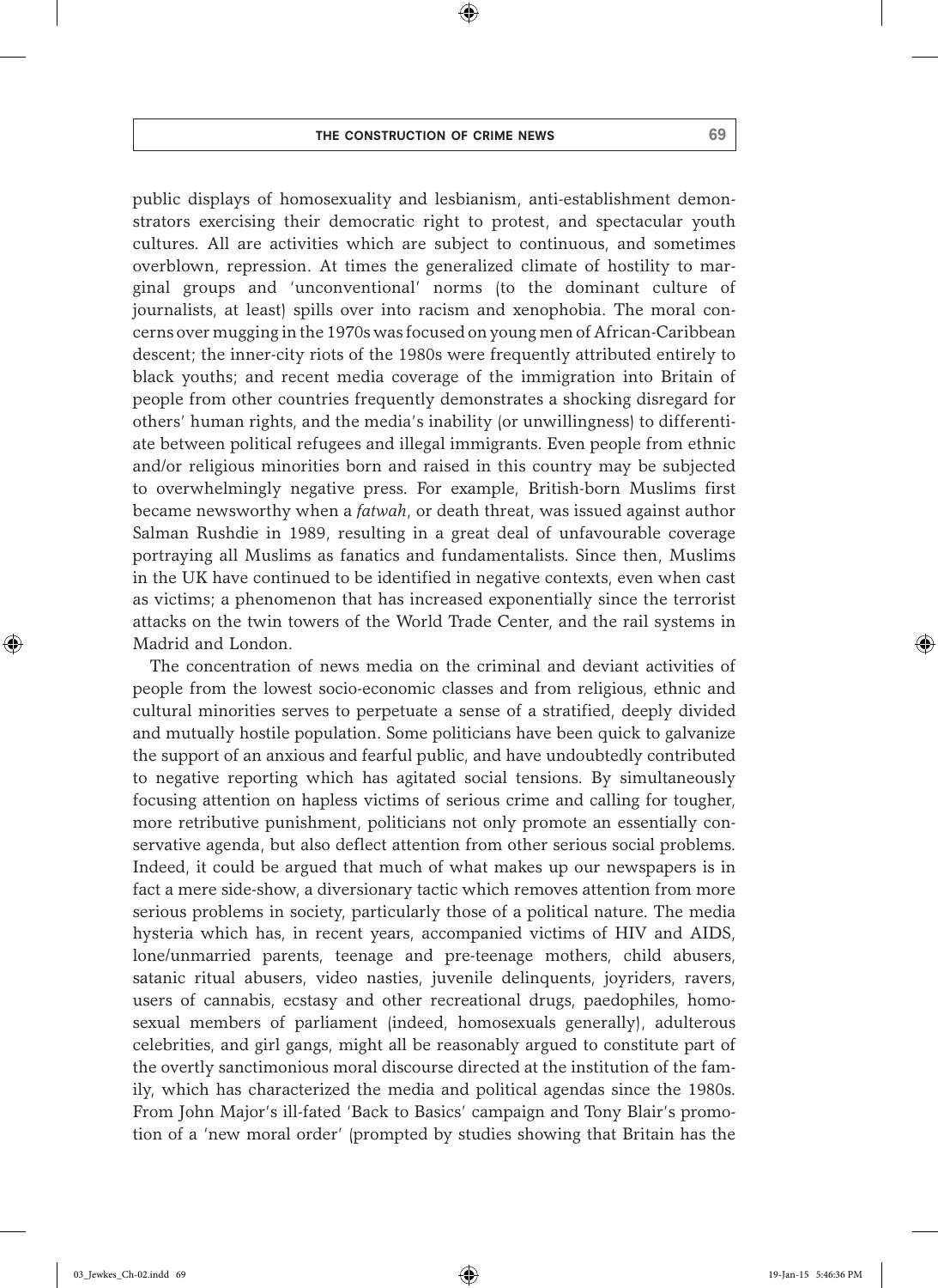public displays of homosexuality and lesbianism, anti-establishment demonstrators exercising their democratic right to protest, and spectacular youth cultures. All are activities which are subject to continuous, and sometimes overblown, repression. At times the generalized climate of hostility to marginal groups and 'unconventional' norms (to the dominant culture of journalists, at least) spills over into racism and xenophobia. The moral concerns over mugging in the 1970s was focused on young men of African-Caribbean descent; the inner-city riots of the 1980s were frequently attributed entirely to black youths; and recent media coverage of the immigration into Britain of people from other countries frequently demonstrates a shocking disregard for others' human rights, and the media's inability (or unwillingness) to differentiate between political refugees and illegal immigrants. Even people from ethnic and/or religious minorities born and raised in this country may be subjected to overwhelmingly negative press. For example, British-born Muslims first became newsworthy when a *fatwah*, or death threat, was issued against author Salman Rushdie in 1989, resulting in a great deal of unfavourable coverage portraying all Muslims as fanatics and fundamentalists. Since then, Muslims in the UK have continued to be identified in negative contexts, even when cast as victims; a phenomenon that has increased exponentially since the terrorist attacks on the twin towers of the World Trade Center, and the rail systems in Madrid and London.

The concentration of news media on the criminal and deviant activities of people from the lowest socio-economic classes and from religious, ethnic and cultural minorities serves to perpetuate a sense of a stratified, deeply divided and mutually hostile population. Some politicians have been quick to galvanize the support of an anxious and fearful public, and have undoubtedly contributed to negative reporting which has agitated social tensions. By simultaneously focusing attention on hapless victims of serious crime and calling for tougher, more retributive punishment, politicians not only promote an essentially conservative agenda, but also deflect attention from other serious social problems. Indeed, it could be argued that much of what makes up our newspapers is in fact a mere side-show, a diversionary tactic which removes attention from more serious problems in society, particularly those of a political nature. The media hysteria which has, in recent years, accompanied victims of HIV and AIDS, lone/unmarried parents, teenage and pre-teenage mothers, child abusers, satanic ritual abusers, video nasties, juvenile delinquents, joyriders, ravers, users of cannabis, ecstasy and other recreational drugs, paedophiles, homosexual members of parliament (indeed, homosexuals generally), adulterous celebrities, and girl gangs, might all be reasonably argued to constitute part of the overtly sanctimonious moral discourse directed at the institution of the family, which has characterized the media and political agendas since the 1980s. From John Major's ill-fated 'Back to Basics' campaign and Tony Blair's promotion of a 'new moral order' (prompted by studies showing that Britain has the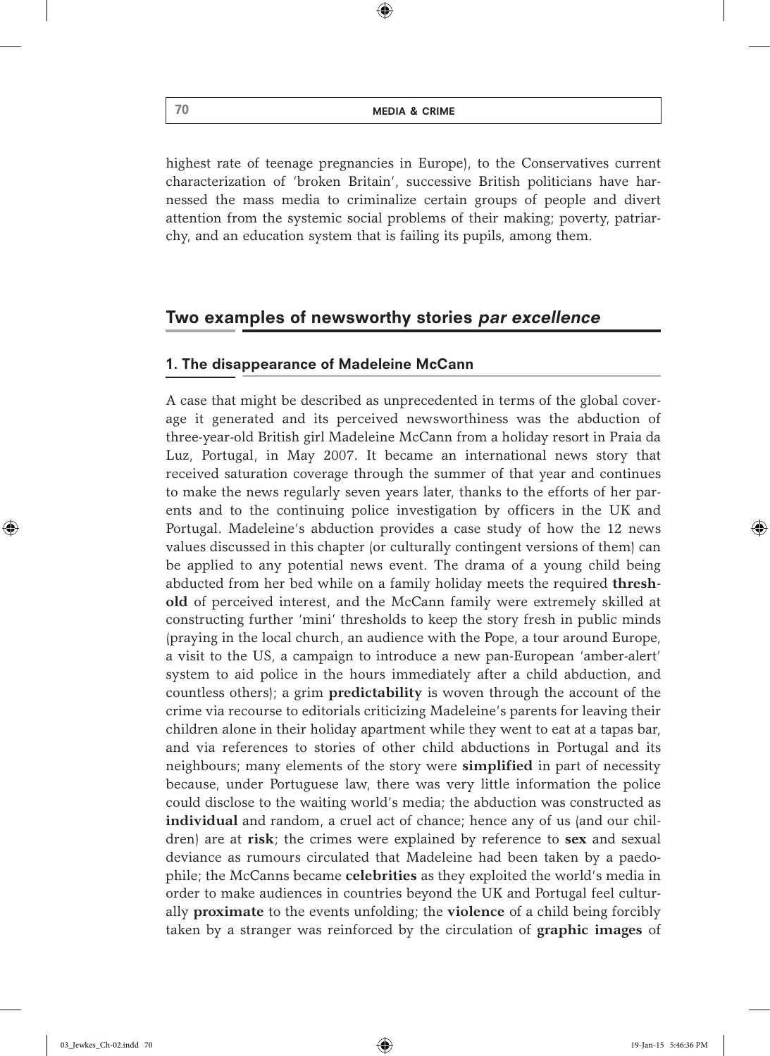highest rate of teenage pregnancies in Europe), to the Conservatives current characterization of 'broken Britain', successive British politicians have harnessed the mass media to criminalize certain groups of people and divert attention from the systemic social problems of their making; poverty, patriarchy, and an education system that is failing its pupils, among them.

## Two examples of newsworthy stories *par excellence*

### 1. The disappearance of Madeleine McCann

A case that might be described as unprecedented in terms of the global coverage it generated and its perceived newsworthiness was the abduction of three-year-old British girl Madeleine McCann from a holiday resort in Praia da Luz, Portugal, in May 2007. It became an international news story that received saturation coverage through the summer of that year and continues to make the news regularly seven years later, thanks to the efforts of her parents and to the continuing police investigation by officers in the UK and Portugal. Madeleine's abduction provides a case study of how the 12 news values discussed in this chapter (or culturally contingent versions of them) can be applied to any potential news event. The drama of a young child being abducted from her bed while on a family holiday meets the required **threshold** of perceived interest, and the McCann family were extremely skilled at constructing further 'mini' thresholds to keep the story fresh in public minds (praying in the local church, an audience with the Pope, a tour around Europe, a visit to the US, a campaign to introduce a new pan-European 'amber-alert' system to aid police in the hours immediately after a child abduction, and countless others); a grim **predictability** is woven through the account of the crime via recourse to editorials criticizing Madeleine's parents for leaving their children alone in their holiday apartment while they went to eat at a tapas bar, and via references to stories of other child abductions in Portugal and its neighbours; many elements of the story were **simplified** in part of necessity because, under Portuguese law, there was very little information the police could disclose to the waiting world's media; the abduction was constructed as **individual** and random, a cruel act of chance; hence any of us (and our children) are at **risk**; the crimes were explained by reference to **sex** and sexual deviance as rumours circulated that Madeleine had been taken by a paedophile; the McCanns became **celebrities** as they exploited the world's media in order to make audiences in countries beyond the UK and Portugal feel culturally **proximate** to the events unfolding; the **violence** of a child being forcibly taken by a stranger was reinforced by the circulation of **graphic images** of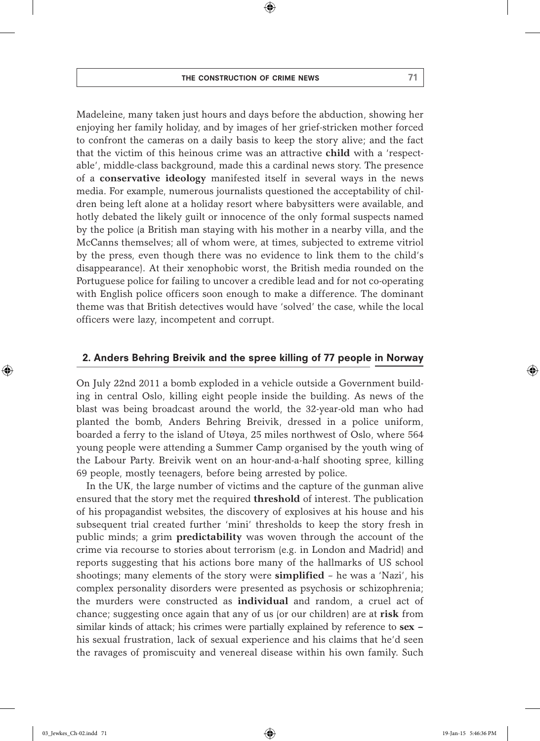Madeleine, many taken just hours and days before the abduction, showing her enjoying her family holiday, and by images of her grief-stricken mother forced to confront the cameras on a daily basis to keep the story alive; and the fact that the victim of this heinous crime was an attractive **child** with a 'respectable', middle-class background, made this a cardinal news story. The presence of a **conservative ideology** manifested itself in several ways in the news media. For example, numerous journalists questioned the acceptability of children being left alone at a holiday resort where babysitters were available, and hotly debated the likely guilt or innocence of the only formal suspects named by the police (a British man staying with his mother in a nearby villa, and the McCanns themselves; all of whom were, at times, subjected to extreme vitriol by the press, even though there was no evidence to link them to the child's disappearance). At their xenophobic worst, the British media rounded on the Portuguese police for failing to uncover a credible lead and for not co-operating with English police officers soon enough to make a difference. The dominant theme was that British detectives would have 'solved' the case, while the local officers were lazy, incompetent and corrupt.

## 2. Anders Behring Breivik and the spree killing of 77 people in Norway

On July 22nd 2011 a bomb exploded in a vehicle outside a Government building in central Oslo, killing eight people inside the building. As news of the blast was being broadcast around the world, the 32-year-old man who had planted the bomb, Anders Behring Breivik, dressed in a police uniform, boarded a ferry to the island of Utøya, 25 miles northwest of Oslo, where 564 young people were attending a Summer Camp organised by the youth wing of the Labour Party. Breivik went on an hour-and-a-half shooting spree, killing 69 people, mostly teenagers, before being arrested by police.

In the UK, the large number of victims and the capture of the gunman alive ensured that the story met the required **threshold** of interest. The publication of his propagandist websites, the discovery of explosives at his house and his subsequent trial created further 'mini' thresholds to keep the story fresh in public minds; a grim **predictability** was woven through the account of the crime via recourse to stories about terrorism (e.g. in London and Madrid) and reports suggesting that his actions bore many of the hallmarks of US school shootings; many elements of the story were **simplified** – he was a 'Nazi', his complex personality disorders were presented as psychosis or schizophrenia; the murders were constructed as **individual** and random, a cruel act of chance; suggesting once again that any of us (or our children) are at **risk** from similar kinds of attack; his crimes were partially explained by reference to **sex** – his sexual frustration, lack of sexual experience and his claims that he'd seen the ravages of promiscuity and venereal disease within his own family. Such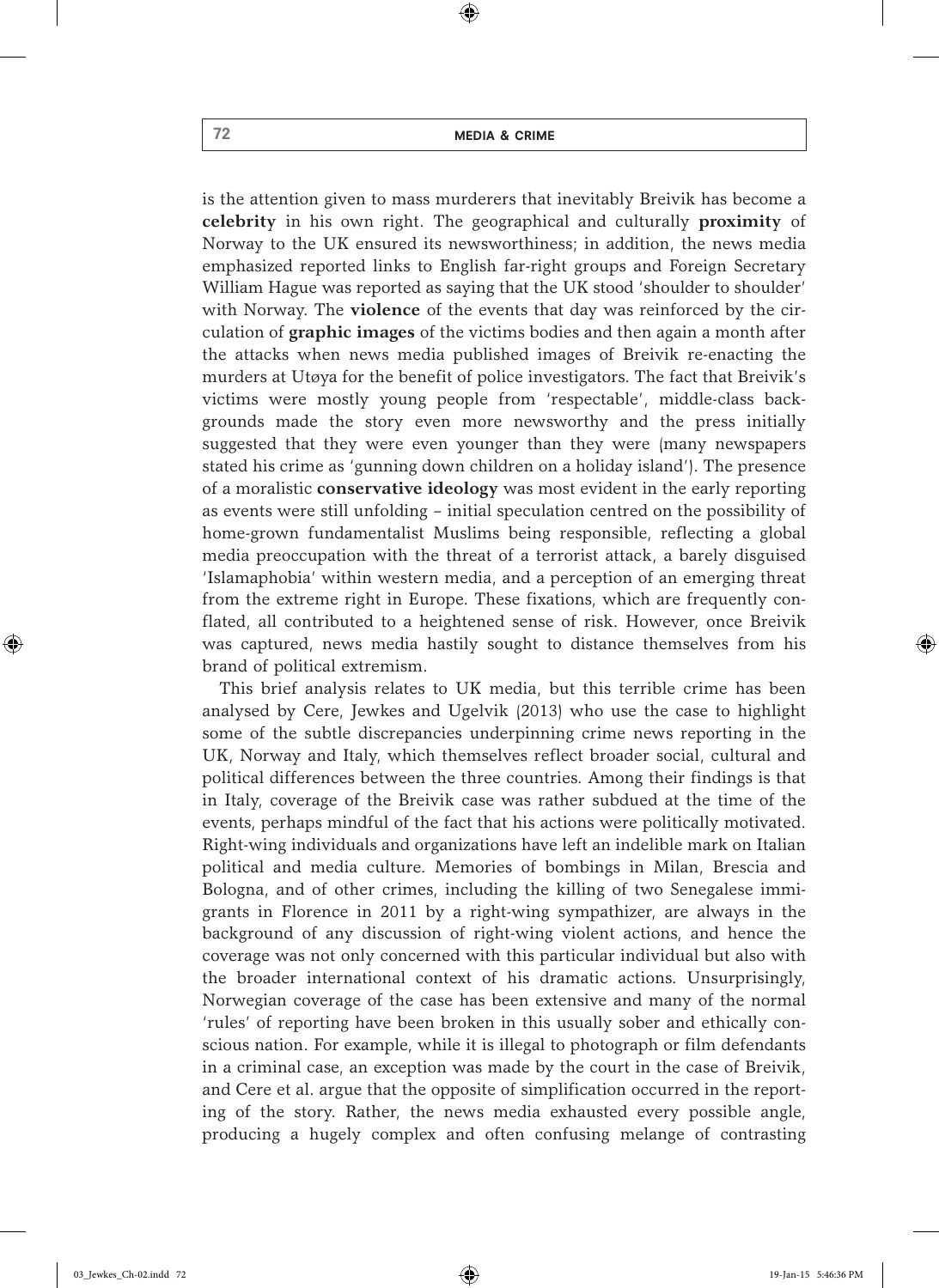is the attention given to mass murderers that inevitably Breivik has become a **celebrity** in his own right. The geographical and culturally **proximity** of Norway to the UK ensured its newsworthiness; in addition, the news media emphasized reported links to English far-right groups and Foreign Secretary William Hague was reported as saying that the UK stood 'shoulder to shoulder' with Norway. The **violence** of the events that day was reinforced by the circulation of **graphic images** of the victims bodies and then again a month after the attacks when news media published images of Breivik re-enacting the murders at Utøya for the benefit of police investigators. The fact that Breivik's victims were mostly young people from 'respectable', middle-class backgrounds made the story even more newsworthy and the press initially suggested that they were even younger than they were (many newspapers stated his crime as 'gunning down children on a holiday island'). The presence of a moralistic **conservative ideology** was most evident in the early reporting as events were still unfolding – initial speculation centred on the possibility of home-grown fundamentalist Muslims being responsible, reflecting a global media preoccupation with the threat of a terrorist attack, a barely disguised 'Islamaphobia' within western media, and a perception of an emerging threat from the extreme right in Europe. These fixations, which are frequently conflated, all contributed to a heightened sense of risk. However, once Breivik was captured, news media hastily sought to distance themselves from his brand of political extremism.

This brief analysis relates to UK media, but this terrible crime has been analysed by Cere, Jewkes and Ugelvik (2013) who use the case to highlight some of the subtle discrepancies underpinning crime news reporting in the UK, Norway and Italy, which themselves reflect broader social, cultural and political differences between the three countries. Among their findings is that in Italy, coverage of the Breivik case was rather subdued at the time of the events, perhaps mindful of the fact that his actions were politically motivated. Right-wing individuals and organizations have left an indelible mark on Italian political and media culture. Memories of bombings in Milan, Brescia and Bologna, and of other crimes, including the killing of two Senegalese immigrants in Florence in 2011 by a right-wing sympathizer, are always in the background of any discussion of right-wing violent actions, and hence the coverage was not only concerned with this particular individual but also with the broader international context of his dramatic actions. Unsurprisingly, Norwegian coverage of the case has been extensive and many of the normal 'rules' of reporting have been broken in this usually sober and ethically conscious nation. For example, while it is illegal to photograph or film defendants in a criminal case, an exception was made by the court in the case of Breivik, and Cere et al. argue that the opposite of simplification occurred in the reporting of the story. Rather, the news media exhausted every possible angle, producing a hugely complex and often confusing melange of contrasting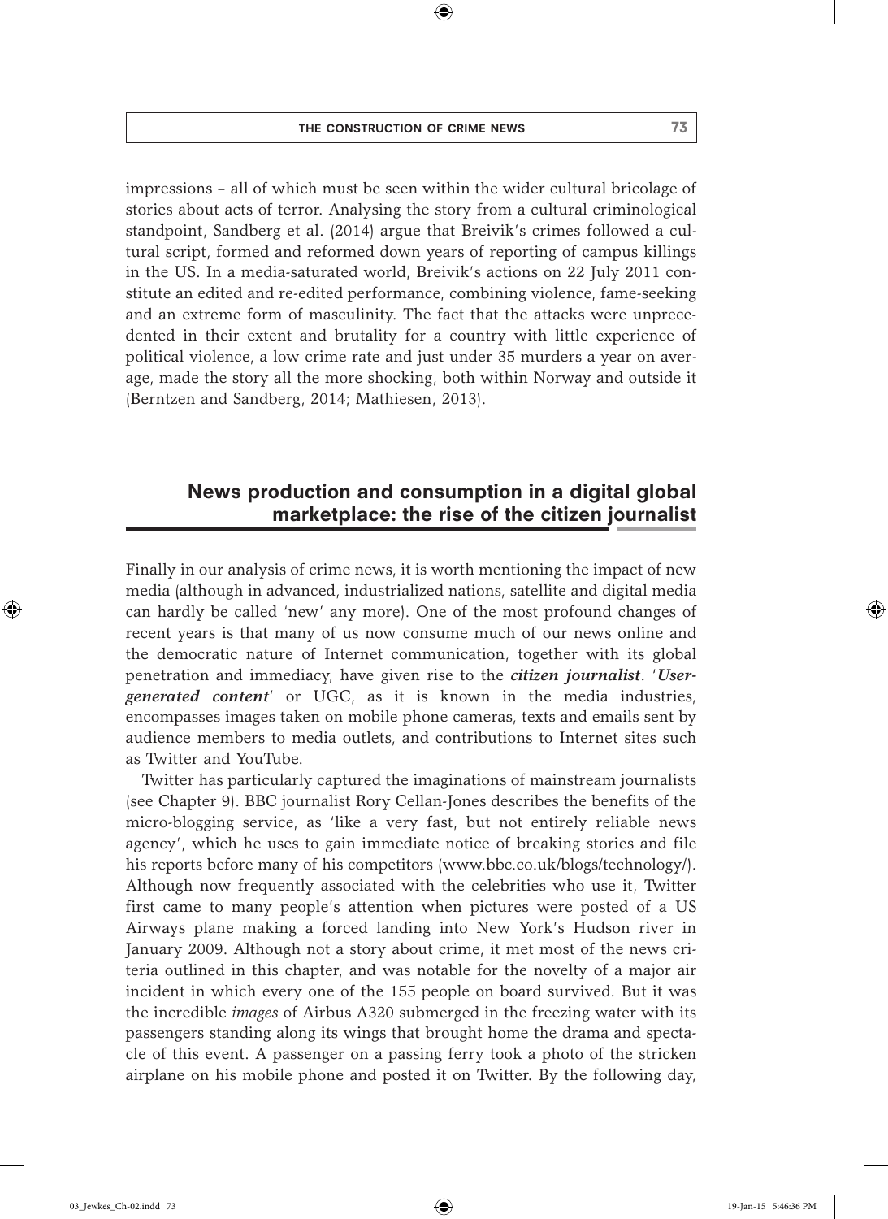impressions – all of which must be seen within the wider cultural bricolage of stories about acts of terror. Analysing the story from a cultural criminological standpoint, Sandberg et al. (2014) argue that Breivik's crimes followed a cultural script, formed and reformed down years of reporting of campus killings in the US. In a media-saturated world, Breivik's actions on 22 July 2011 constitute an edited and re-edited performance, combining violence, fame-seeking and an extreme form of masculinity. The fact that the attacks were unprecedented in their extent and brutality for a country with little experience of political violence, a low crime rate and just under 35 murders a year on average, made the story all the more shocking, both within Norway and outside it (Berntzen and Sandberg, 2014; Mathiesen, 2013).

## News production and consumption in a digital global marketplace: the rise of the citizen journalist

Finally in our analysis of crime news, it is worth mentioning the impact of new media (although in advanced, industrialized nations, satellite and digital media can hardly be called 'new' any more). One of the most profound changes of recent years is that many of us now consume much of our news online and the democratic nature of Internet communication, together with its global penetration and immediacy, have given rise to the ***citizen journalist***. '***User-generated content***' or UGC, as it is known in the media industries, encompasses images taken on mobile phone cameras, texts and emails sent by audience members to media outlets, and contributions to Internet sites such as Twitter and YouTube.

Twitter has particularly captured the imaginations of mainstream journalists (see Chapter 9). BBC journalist Rory Cellan-Jones describes the benefits of the micro-blogging service, as 'like a very fast, but not entirely reliable news agency', which he uses to gain immediate notice of breaking stories and file his reports before many of his competitors (www.bbc.co.uk/blogs/technology/). Although now frequently associated with the celebrities who use it, Twitter first came to many people's attention when pictures were posted of a US Airways plane making a forced landing into New York's Hudson river in January 2009. Although not a story about crime, it met most of the news criteria outlined in this chapter, and was notable for the novelty of a major air incident in which every one of the 155 people on board survived. But it was the incredible *images* of Airbus A320 submerged in the freezing water with its passengers standing along its wings that brought home the drama and spectacle of this event. A passenger on a passing ferry took a photo of the stricken airplane on his mobile phone and posted it on Twitter. By the following day,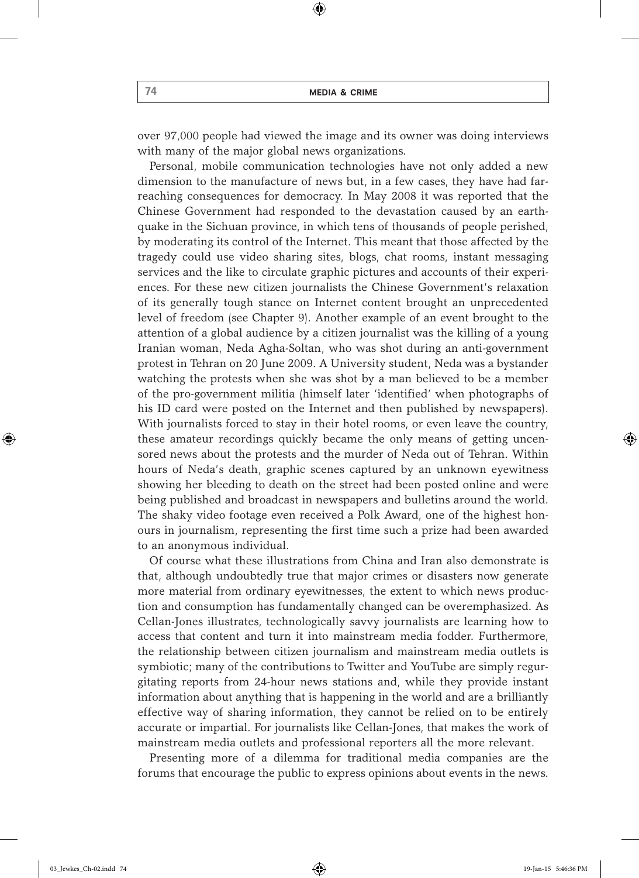over 97,000 people had viewed the image and its owner was doing interviews with many of the major global news organizations.

Personal, mobile communication technologies have not only added a new dimension to the manufacture of news but, in a few cases, they have had far-reaching consequences for democracy. In May 2008 it was reported that the Chinese Government had responded to the devastation caused by an earthquake in the Sichuan province, in which tens of thousands of people perished, by moderating its control of the Internet. This meant that those affected by the tragedy could use video sharing sites, blogs, chat rooms, instant messaging services and the like to circulate graphic pictures and accounts of their experiences. For these new citizen journalists the Chinese Government's relaxation of its generally tough stance on Internet content brought an unprecedented level of freedom (see Chapter 9). Another example of an event brought to the attention of a global audience by a citizen journalist was the killing of a young Iranian woman, Neda Agha-Soltan, who was shot during an anti-government protest in Tehran on 20 June 2009. A University student, Neda was a bystander watching the protests when she was shot by a man believed to be a member of the pro-government militia (himself later 'identified' when photographs of his ID card were posted on the Internet and then published by newspapers). With journalists forced to stay in their hotel rooms, or even leave the country, these amateur recordings quickly became the only means of getting uncensored news about the protests and the murder of Neda out of Tehran. Within hours of Neda's death, graphic scenes captured by an unknown eyewitness showing her bleeding to death on the street had been posted online and were being published and broadcast in newspapers and bulletins around the world. The shaky video footage even received a Polk Award, one of the highest honours in journalism, representing the first time such a prize had been awarded to an anonymous individual.

Of course what these illustrations from China and Iran also demonstrate is that, although undoubtedly true that major crimes or disasters now generate more material from ordinary eyewitnesses, the extent to which news production and consumption has fundamentally changed can be overemphasized. As Cellan-Jones illustrates, technologically savvy journalists are learning how to access that content and turn it into mainstream media fodder. Furthermore, the relationship between citizen journalism and mainstream media outlets is symbiotic; many of the contributions to Twitter and YouTube are simply regurgitating reports from 24-hour news stations and, while they provide instant information about anything that is happening in the world and are a brilliantly effective way of sharing information, they cannot be relied on to be entirely accurate or impartial. For journalists like Cellan-Jones, that makes the work of mainstream media outlets and professional reporters all the more relevant.

Presenting more of a dilemma for traditional media companies are the forums that encourage the public to express opinions about events in the news.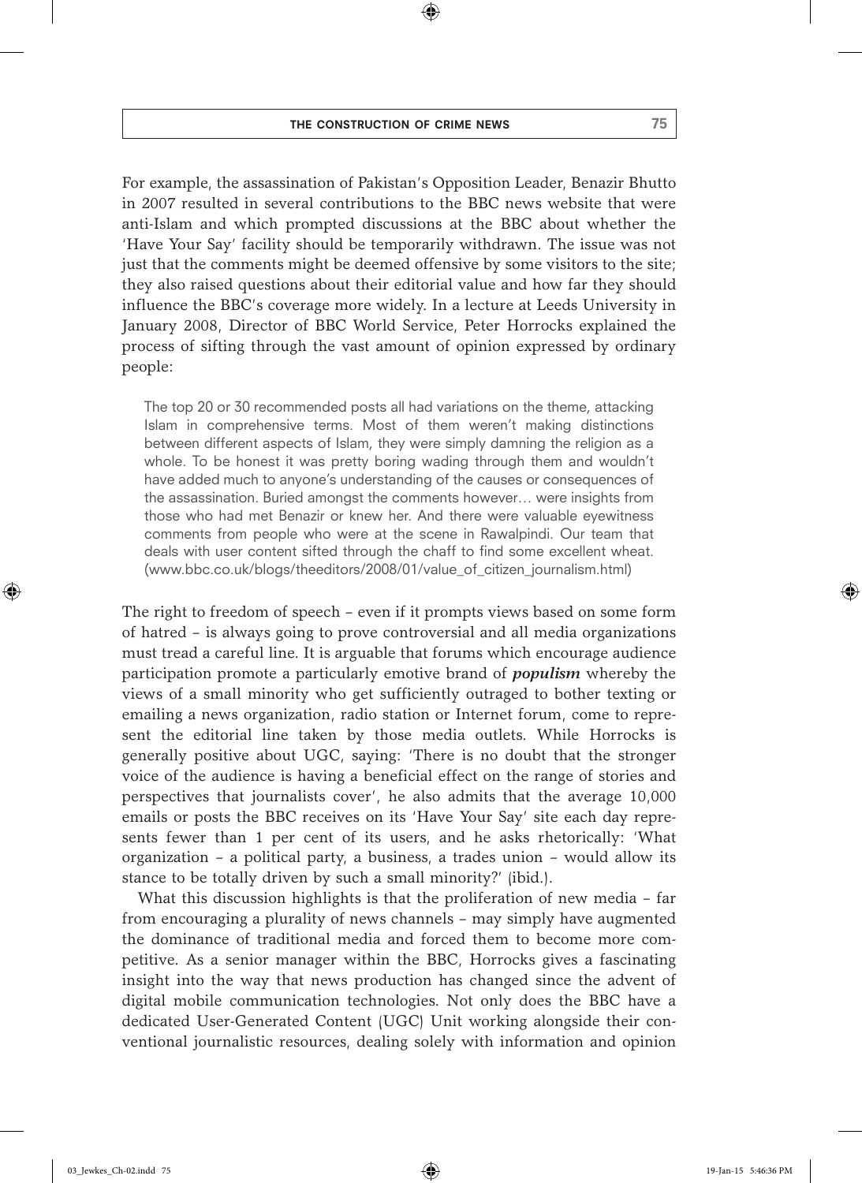For example, the assassination of Pakistan's Opposition Leader, Benazir Bhutto in 2007 resulted in several contributions to the BBC news website that were anti-Islam and which prompted discussions at the BBC about whether the 'Have Your Say' facility should be temporarily withdrawn. The issue was not just that the comments might be deemed offensive by some visitors to the site; they also raised questions about their editorial value and how far they should influence the BBC's coverage more widely. In a lecture at Leeds University in January 2008, Director of BBC World Service, Peter Horrocks explained the process of sifting through the vast amount of opinion expressed by ordinary people:

> The top 20 or 30 recommended posts all had variations on the theme, attacking Islam in comprehensive terms. Most of them weren't making distinctions between different aspects of Islam, they were simply damning the religion as a whole. To be honest it was pretty boring wading through them and wouldn't have added much to anyone's understanding of the causes or consequences of the assassination. Buried amongst the comments however… were insights from those who had met Benazir or knew her. And there were valuable eyewitness comments from people who were at the scene in Rawalpindi. Our team that deals with user content sifted through the chaff to find some excellent wheat. (www.bbc.co.uk/blogs/theeditors/2008/01/value_of_citizen_journalism.html)

The right to freedom of speech – even if it prompts views based on some form of hatred – is always going to prove controversial and all media organizations must tread a careful line. It is arguable that forums which encourage audience participation promote a particularly emotive brand of ***populism*** whereby the views of a small minority who get sufficiently outraged to bother texting or emailing a news organization, radio station or Internet forum, come to represent the editorial line taken by those media outlets. While Horrocks is generally positive about UGC, saying: 'There is no doubt that the stronger voice of the audience is having a beneficial effect on the range of stories and perspectives that journalists cover', he also admits that the average 10,000 emails or posts the BBC receives on its 'Have Your Say' site each day represents fewer than 1 per cent of its users, and he asks rhetorically: 'What organization – a political party, a business, a trades union – would allow its stance to be totally driven by such a small minority?' (ibid.).

What this discussion highlights is that the proliferation of new media – far from encouraging a plurality of news channels – may simply have augmented the dominance of traditional media and forced them to become more competitive. As a senior manager within the BBC, Horrocks gives a fascinating insight into the way that news production has changed since the advent of digital mobile communication technologies. Not only does the BBC have a dedicated User-Generated Content (UGC) Unit working alongside their conventional journalistic resources, dealing solely with information and opinion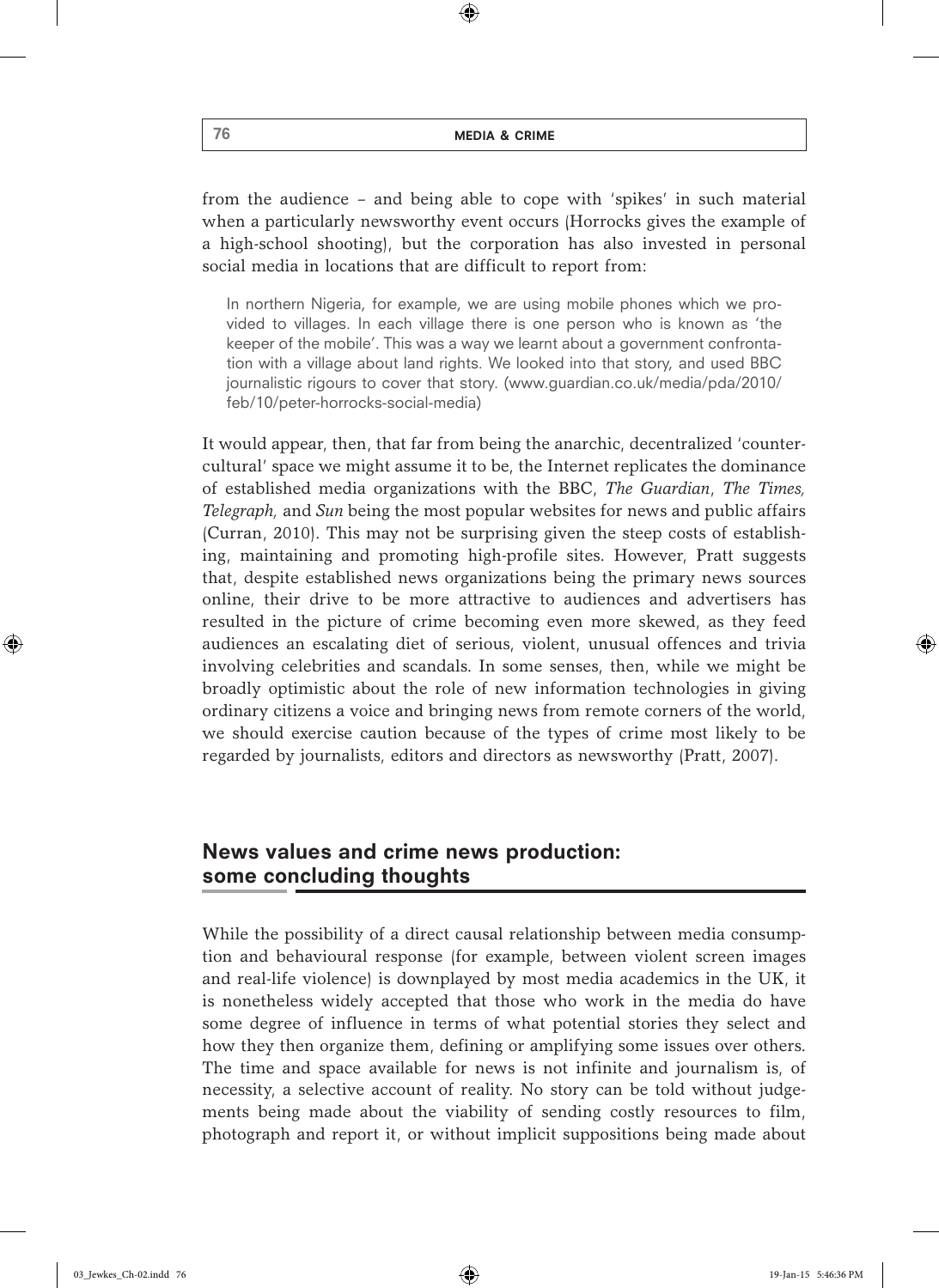from the audience – and being able to cope with 'spikes' in such material when a particularly newsworthy event occurs (Horrocks gives the example of a high-school shooting), but the corporation has also invested in personal social media in locations that are difficult to report from:

> In northern Nigeria, for example, we are using mobile phones which we provided to villages. In each village there is one person who is known as 'the keeper of the mobile'. This was a way we learnt about a government confrontation with a village about land rights. We looked into that story, and used BBC journalistic rigours to cover that story. (www.guardian.co.uk/media/pda/2010/feb/10/peter-horrocks-social-media)

It would appear, then, that far from being the anarchic, decentralized 'countercultural' space we might assume it to be, the Internet replicates the dominance of established media organizations with the BBC, *The Guardian*, *The Times, Telegraph,* and *Sun* being the most popular websites for news and public affairs (Curran, 2010). This may not be surprising given the steep costs of establishing, maintaining and promoting high-profile sites. However, Pratt suggests that, despite established news organizations being the primary news sources online, their drive to be more attractive to audiences and advertisers has resulted in the picture of crime becoming even more skewed, as they feed audiences an escalating diet of serious, violent, unusual offences and trivia involving celebrities and scandals. In some senses, then, while we might be broadly optimistic about the role of new information technologies in giving ordinary citizens a voice and bringing news from remote corners of the world, we should exercise caution because of the types of crime most likely to be regarded by journalists, editors and directors as newsworthy (Pratt, 2007).

## News values and crime news production: some concluding thoughts

While the possibility of a direct causal relationship between media consumption and behavioural response (for example, between violent screen images and real-life violence) is downplayed by most media academics in the UK, it is nonetheless widely accepted that those who work in the media do have some degree of influence in terms of what potential stories they select and how they then organize them, defining or amplifying some issues over others. The time and space available for news is not infinite and journalism is, of necessity, a selective account of reality. No story can be told without judgements being made about the viability of sending costly resources to film, photograph and report it, or without implicit suppositions being made about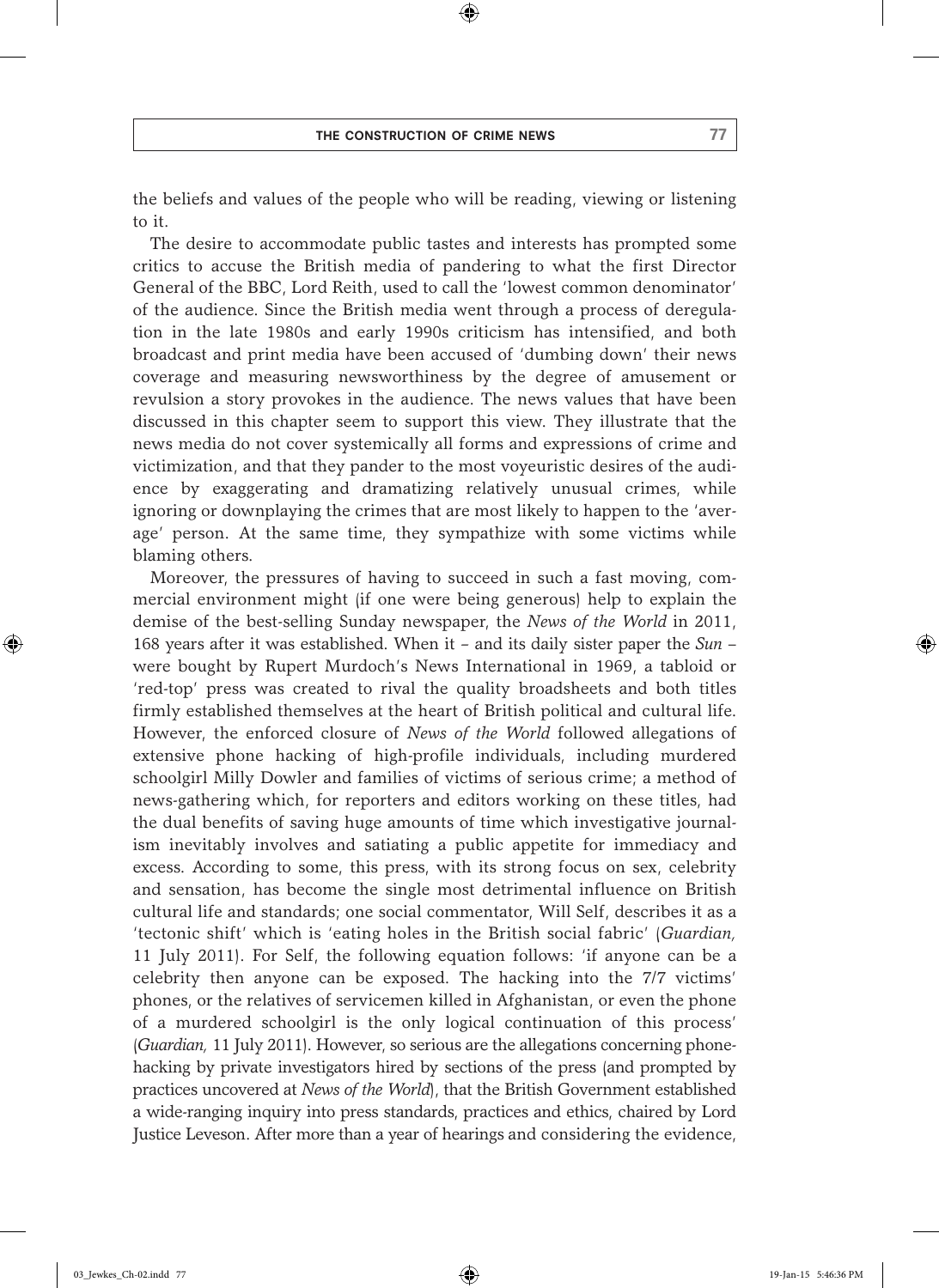the beliefs and values of the people who will be reading, viewing or listening to it.

The desire to accommodate public tastes and interests has prompted some critics to accuse the British media of pandering to what the first Director General of the BBC, Lord Reith, used to call the 'lowest common denominator' of the audience. Since the British media went through a process of deregulation in the late 1980s and early 1990s criticism has intensified, and both broadcast and print media have been accused of 'dumbing down' their news coverage and measuring newsworthiness by the degree of amusement or revulsion a story provokes in the audience. The news values that have been discussed in this chapter seem to support this view. They illustrate that the news media do not cover systemically all forms and expressions of crime and victimization, and that they pander to the most voyeuristic desires of the audience by exaggerating and dramatizing relatively unusual crimes, while ignoring or downplaying the crimes that are most likely to happen to the 'average' person. At the same time, they sympathize with some victims while blaming others.

Moreover, the pressures of having to succeed in such a fast moving, commercial environment might (if one were being generous) help to explain the demise of the best-selling Sunday newspaper, the *News of the World* in 2011, 168 years after it was established. When it – and its daily sister paper the *Sun* – were bought by Rupert Murdoch's News International in 1969, a tabloid or 'red-top' press was created to rival the quality broadsheets and both titles firmly established themselves at the heart of British political and cultural life. However, the enforced closure of *News of the World* followed allegations of extensive phone hacking of high-profile individuals, including murdered schoolgirl Milly Dowler and families of victims of serious crime; a method of news-gathering which, for reporters and editors working on these titles, had the dual benefits of saving huge amounts of time which investigative journalism inevitably involves and satiating a public appetite for immediacy and excess. According to some, this press, with its strong focus on sex, celebrity and sensation, has become the single most detrimental influence on British cultural life and standards; one social commentator, Will Self, describes it as a 'tectonic shift' which is 'eating holes in the British social fabric' (*Guardian,* 11 July 2011). For Self, the following equation follows: 'if anyone can be a celebrity then anyone can be exposed. The hacking into the 7/7 victims' phones, or the relatives of servicemen killed in Afghanistan, or even the phone of a murdered schoolgirl is the only logical continuation of this process' (*Guardian,* 11 July 2011). However, so serious are the allegations concerning phone-hacking by private investigators hired by sections of the press (and prompted by practices uncovered at *News of the World*), that the British Government established a wide-ranging inquiry into press standards, practices and ethics, chaired by Lord Justice Leveson. After more than a year of hearings and considering the evidence,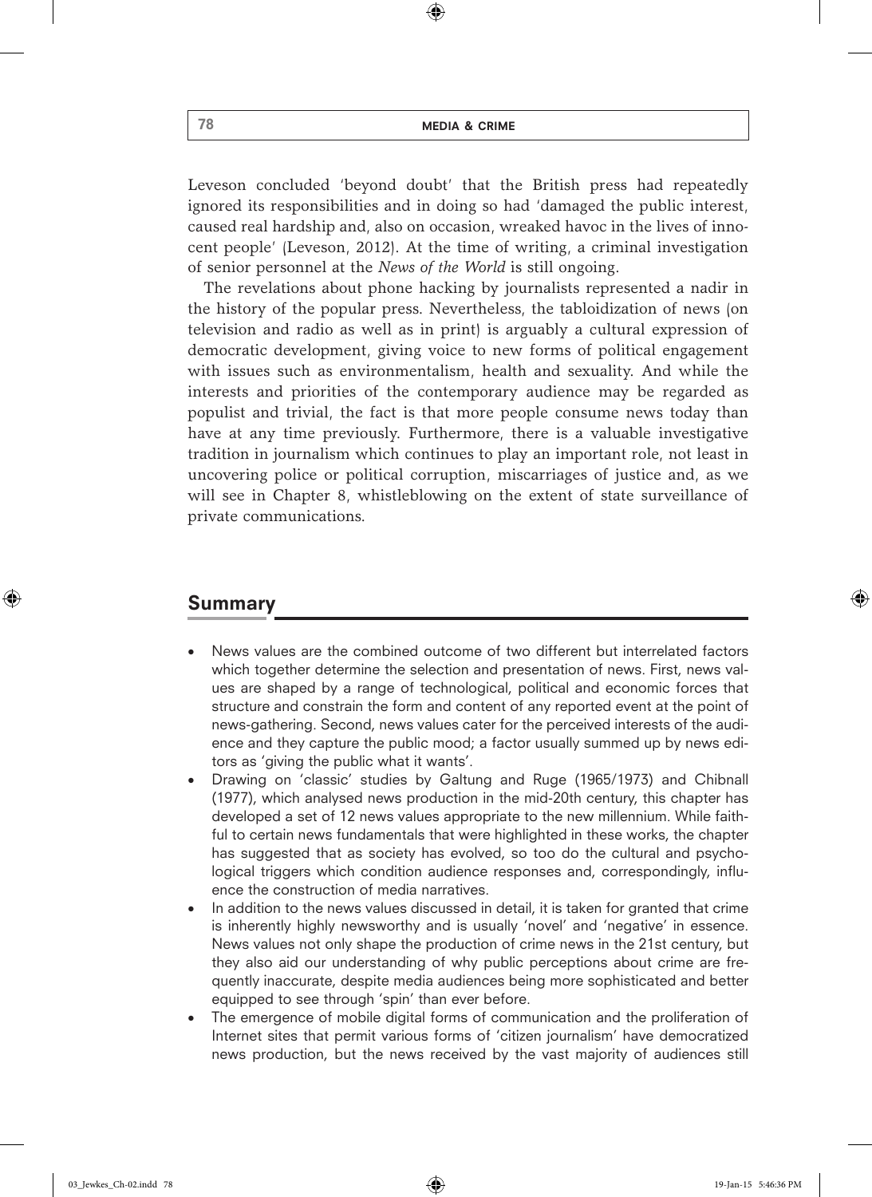Leveson concluded 'beyond doubt' that the British press had repeatedly ignored its responsibilities and in doing so had 'damaged the public interest, caused real hardship and, also on occasion, wreaked havoc in the lives of innocent people' (Leveson, 2012). At the time of writing, a criminal investigation of senior personnel at the *News of the World* is still ongoing.

The revelations about phone hacking by journalists represented a nadir in the history of the popular press. Nevertheless, the tabloidization of news (on television and radio as well as in print) is arguably a cultural expression of democratic development, giving voice to new forms of political engagement with issues such as environmentalism, health and sexuality. And while the interests and priorities of the contemporary audience may be regarded as populist and trivial, the fact is that more people consume news today than have at any time previously. Furthermore, there is a valuable investigative tradition in journalism which continues to play an important role, not least in uncovering police or political corruption, miscarriages of justice and, as we will see in Chapter 8, whistleblowing on the extent of state surveillance of private communications.

## Summary

- News values are the combined outcome of two different but interrelated factors which together determine the selection and presentation of news. First, news values are shaped by a range of technological, political and economic forces that structure and constrain the form and content of any reported event at the point of news-gathering. Second, news values cater for the perceived interests of the audience and they capture the public mood; a factor usually summed up by news editors as 'giving the public what it wants'.
- Drawing on 'classic' studies by Galtung and Ruge (1965/1973) and Chibnall (1977), which analysed news production in the mid-20th century, this chapter has developed a set of 12 news values appropriate to the new millennium. While faithful to certain news fundamentals that were highlighted in these works, the chapter has suggested that as society has evolved, so too do the cultural and psychological triggers which condition audience responses and, correspondingly, influence the construction of media narratives.
- In addition to the news values discussed in detail, it is taken for granted that crime is inherently highly newsworthy and is usually 'novel' and 'negative' in essence. News values not only shape the production of crime news in the 21st century, but they also aid our understanding of why public perceptions about crime are frequently inaccurate, despite media audiences being more sophisticated and better equipped to see through 'spin' than ever before.
- The emergence of mobile digital forms of communication and the proliferation of Internet sites that permit various forms of 'citizen journalism' have democratized news production, but the news received by the vast majority of audiences still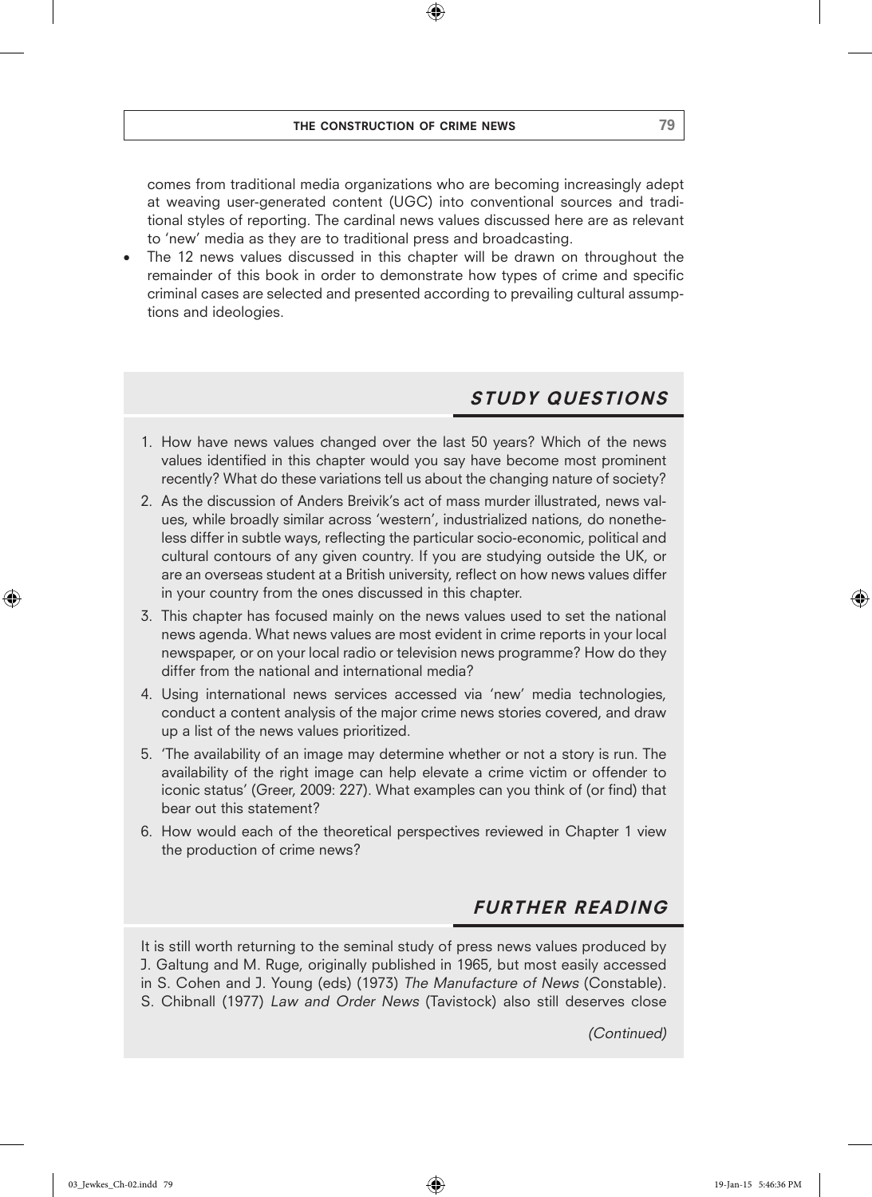comes from traditional media organizations who are becoming increasingly adept at weaving user-generated content (UGC) into conventional sources and traditional styles of reporting. The cardinal news values discussed here are as relevant to 'new' media as they are to traditional press and broadcasting.

- The 12 news values discussed in this chapter will be drawn on throughout the remainder of this book in order to demonstrate how types of crime and specific criminal cases are selected and presented according to prevailing cultural assumptions and ideologies.

## STUDY QUESTIONS

1. How have news values changed over the last 50 years? Which of the news values identified in this chapter would you say have become most prominent recently? What do these variations tell us about the changing nature of society?
2. As the discussion of Anders Breivik's act of mass murder illustrated, news values, while broadly similar across 'western', industrialized nations, do nonetheless differ in subtle ways, reflecting the particular socio-economic, political and cultural contours of any given country. If you are studying outside the UK, or are an overseas student at a British university, reflect on how news values differ in your country from the ones discussed in this chapter.
3. This chapter has focused mainly on the news values used to set the national news agenda. What news values are most evident in crime reports in your local newspaper, or on your local radio or television news programme? How do they differ from the national and international media?
4. Using international news services accessed via 'new' media technologies, conduct a content analysis of the major crime news stories covered, and draw up a list of the news values prioritized.
5. 'The availability of an image may determine whether or not a story is run. The availability of the right image can help elevate a crime victim or offender to iconic status' (Greer, 2009: 227). What examples can you think of (or find) that bear out this statement?
6. How would each of the theoretical perspectives reviewed in Chapter 1 view the production of crime news?

## FURTHER READING

It is still worth returning to the seminal study of press news values produced by J. Galtung and M. Ruge, originally published in 1965, but most easily accessed in S. Cohen and J. Young (eds) (1973) *The Manufacture of News* (Constable). S. Chibnall (1977) *Law and Order News* (Tavistock) also still deserves close

*(Continued)*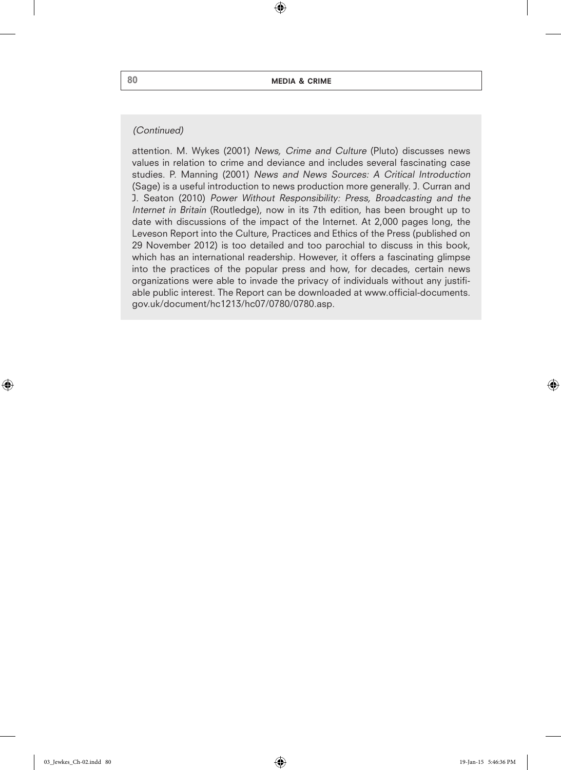*(Continued)*

attention. M. Wykes (2001) *News, Crime and Culture* (Pluto) discusses news values in relation to crime and deviance and includes several fascinating case studies. P. Manning (2001) *News and News Sources: A Critical Introduction* (Sage) is a useful introduction to news production more generally. J. Curran and J. Seaton (2010) *Power Without Responsibility: Press, Broadcasting and the Internet in Britain* (Routledge), now in its 7th edition, has been brought up to date with discussions of the impact of the Internet. At 2,000 pages long, the Leveson Report into the Culture, Practices and Ethics of the Press (published on 29 November 2012) is too detailed and too parochial to discuss in this book, which has an international readership. However, it offers a fascinating glimpse into the practices of the popular press and how, for decades, certain news organizations were able to invade the privacy of individuals without any justifiable public interest. The Report can be downloaded at www.official-documents.gov.uk/document/hc1213/hc07/0780/0780.asp.